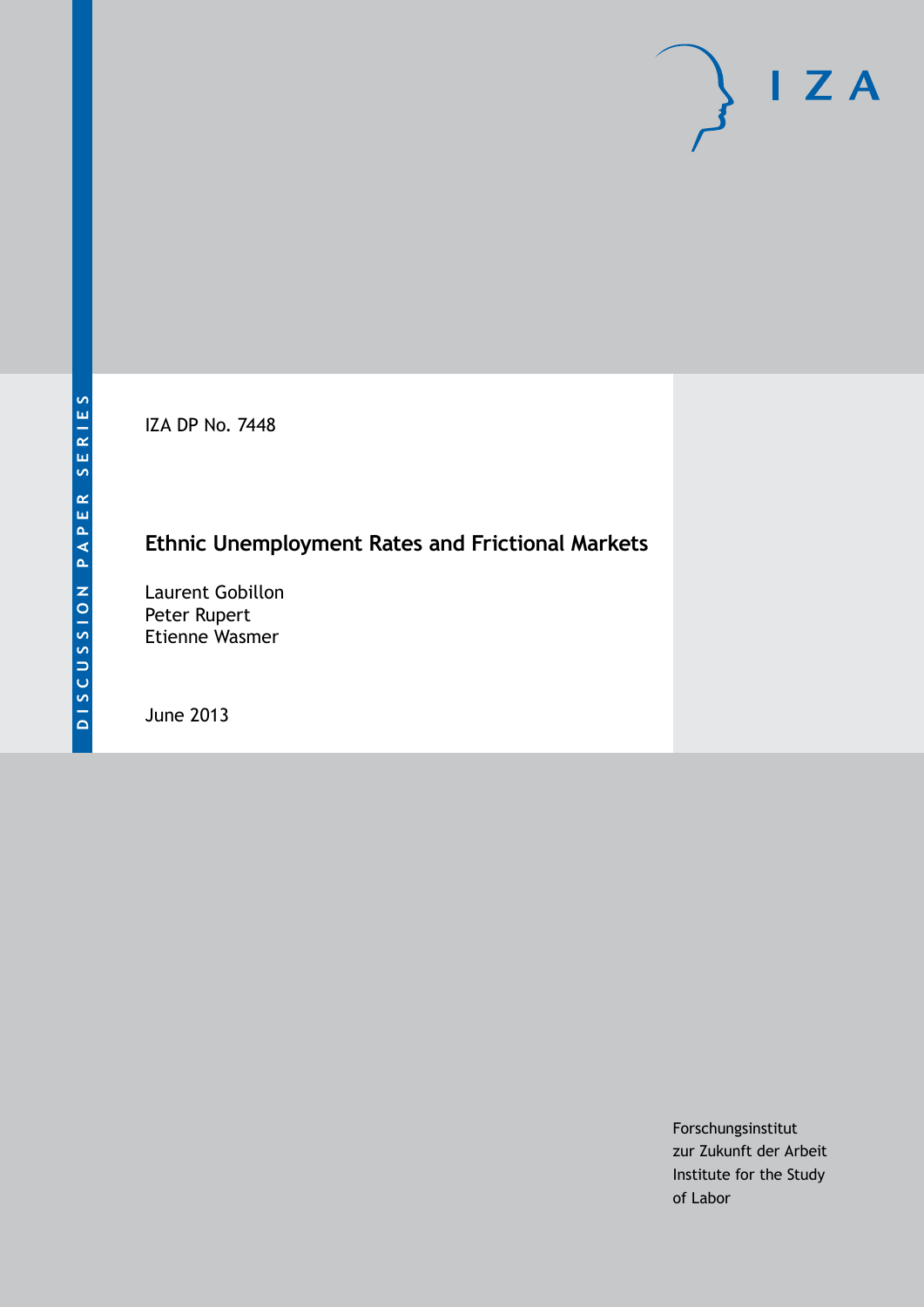DISCUSSION PAPER SERIES

IZA DP No. 7448

# Ethnic Unemployment Rates and Frictional Markets

Laurent Gobillon
Peter Rupert
Etienne Wasmer

June 2013

Forschungsinstitut
zur Zukunft der Arbeit
Institute for the Study
of Labor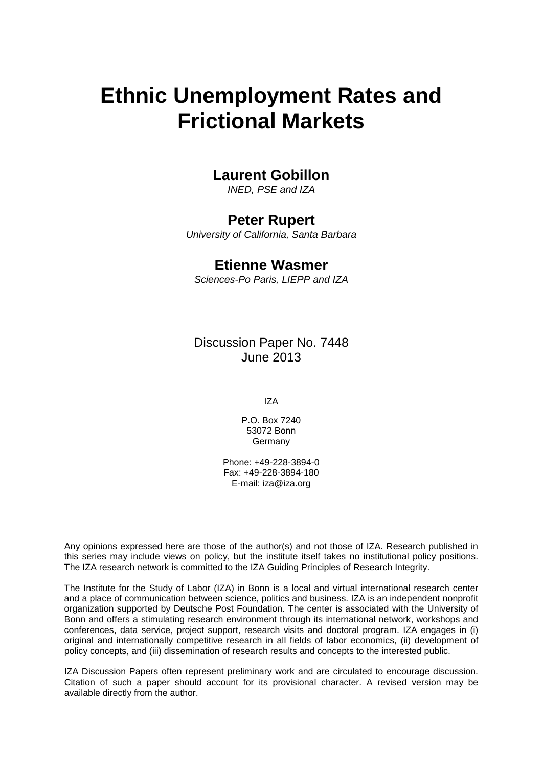# Ethnic Unemployment Rates and Frictional Markets

## Laurent Gobillon

*INED, PSE and IZA*

## Peter Rupert

*University of California, Santa Barbara*

## Etienne Wasmer

*Sciences-Po Paris, LIEPP and IZA*

Discussion Paper No. 7448
June 2013

IZA

P.O. Box 7240
53072 Bonn
Germany

Phone: +49-228-3894-0
Fax: +49-228-3894-180
E-mail: iza@iza.org

Any opinions expressed here are those of the author(s) and not those of IZA. Research published in this series may include views on policy, but the institute itself takes no institutional policy positions. The IZA research network is committed to the IZA Guiding Principles of Research Integrity.

The Institute for the Study of Labor (IZA) in Bonn is a local and virtual international research center and a place of communication between science, politics and business. IZA is an independent nonprofit organization supported by Deutsche Post Foundation. The center is associated with the University of Bonn and offers a stimulating research environment through its international network, workshops and conferences, data service, project support, research visits and doctoral program. IZA engages in (i) original and internationally competitive research in all fields of labor economics, (ii) development of policy concepts, and (iii) dissemination of research results and concepts to the interested public.

IZA Discussion Papers often represent preliminary work and are circulated to encourage discussion. Citation of such a paper should account for its provisional character. A revised version may be available directly from the author.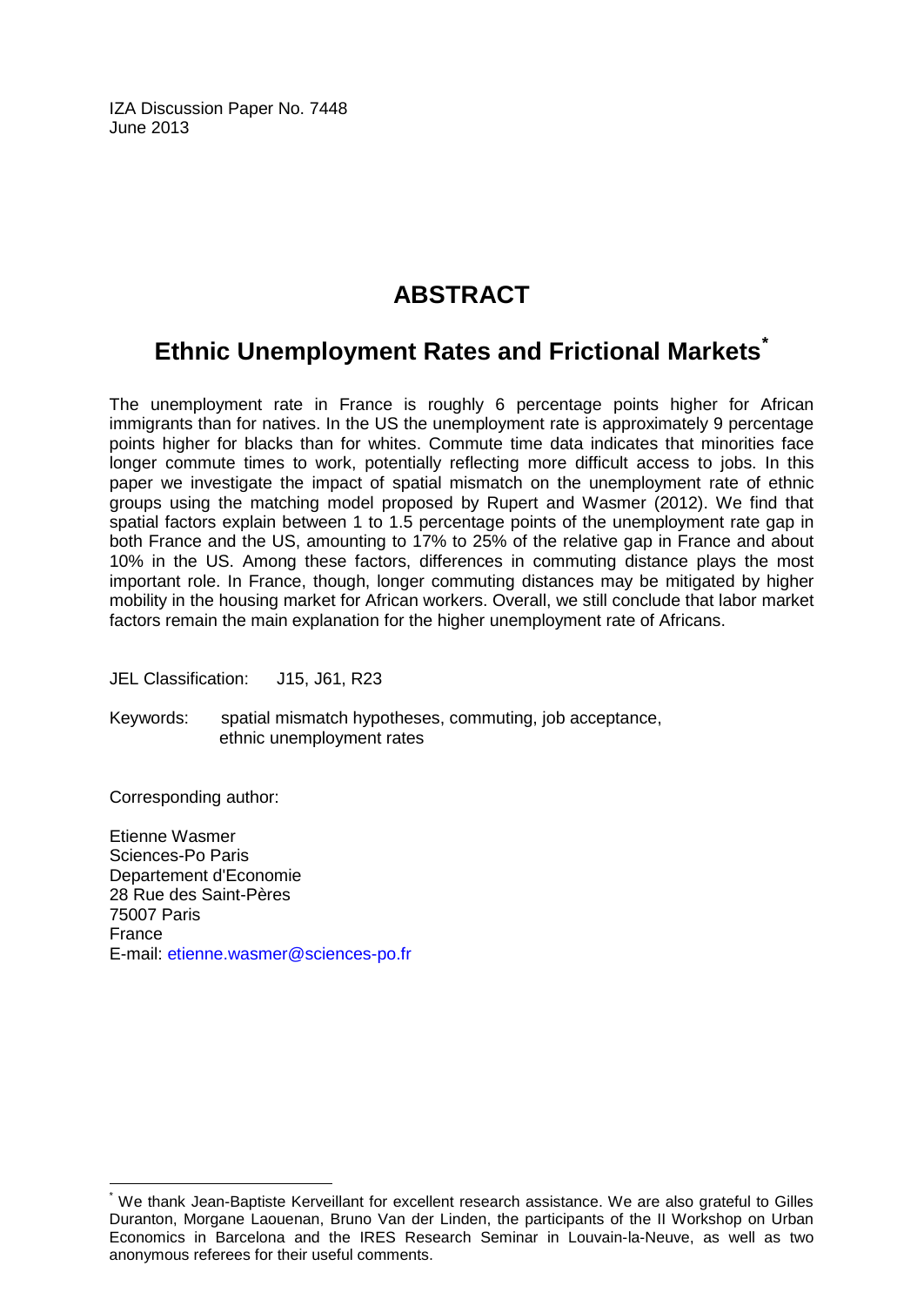IZA Discussion Paper No. 7448
June 2013

# ABSTRACT

## Ethnic Unemployment Rates and Frictional Markets*

The unemployment rate in France is roughly 6 percentage points higher for African immigrants than for natives. In the US the unemployment rate is approximately 9 percentage points higher for blacks than for whites. Commute time data indicates that minorities face longer commute times to work, potentially reflecting more difficult access to jobs. In this paper we investigate the impact of spatial mismatch on the unemployment rate of ethnic groups using the matching model proposed by Rupert and Wasmer (2012). We find that spatial factors explain between 1 to 1.5 percentage points of the unemployment rate gap in both France and the US, amounting to 17% to 25% of the relative gap in France and about 10% in the US. Among these factors, differences in commuting distance plays the most important role. In France, though, longer commuting distances may be mitigated by higher mobility in the housing market for African workers. Overall, we still conclude that labor market factors remain the main explanation for the higher unemployment rate of Africans.

JEL Classification: J15, J61, R23

Keywords: spatial mismatch hypotheses, commuting, job acceptance, ethnic unemployment rates

Corresponding author:

Etienne Wasmer
Sciences-Po Paris
Departement d'Economie
28 Rue des Saint-Pères
75007 Paris
France
E-mail: etienne.wasmer@sciences-po.fr

---

* We thank Jean-Baptiste Kerveillant for excellent research assistance. We are also grateful to Gilles Duranton, Morgane Laouenan, Bruno Van der Linden, the participants of the II Workshop on Urban Economics in Barcelona and the IRES Research Seminar in Louvain-la-Neuve, as well as two anonymous referees for their useful comments.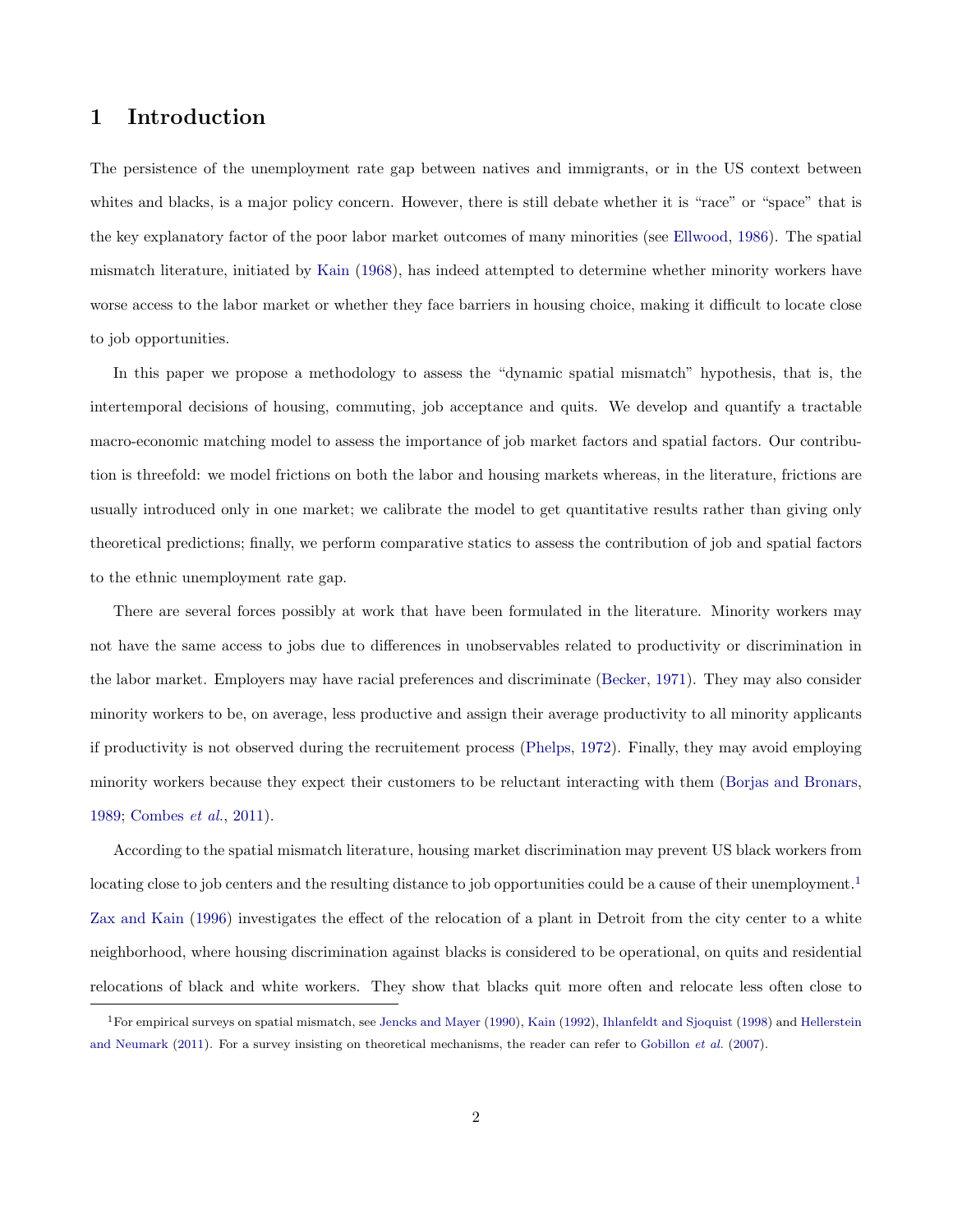# 1 Introduction

The persistence of the unemployment rate gap between natives and immigrants, or in the US context between whites and blacks, is a major policy concern. However, there is still debate whether it is "race" or "space" that is the key explanatory factor of the poor labor market outcomes of many minorities (see Ellwood, 1986). The spatial mismatch literature, initiated by Kain (1968), has indeed attempted to determine whether minority workers have worse access to the labor market or whether they face barriers in housing choice, making it difficult to locate close to job opportunities.

In this paper we propose a methodology to assess the "dynamic spatial mismatch" hypothesis, that is, the intertemporal decisions of housing, commuting, job acceptance and quits. We develop and quantify a tractable macro-economic matching model to assess the importance of job market factors and spatial factors. Our contribution is threefold: we model frictions on both the labor and housing markets whereas, in the literature, frictions are usually introduced only in one market; we calibrate the model to get quantitative results rather than giving only theoretical predictions; finally, we perform comparative statics to assess the contribution of job and spatial factors to the ethnic unemployment rate gap.

There are several forces possibly at work that have been formulated in the literature. Minority workers may not have the same access to jobs due to differences in unobservables related to productivity or discrimination in the labor market. Employers may have racial preferences and discriminate (Becker, 1971). They may also consider minority workers to be, on average, less productive and assign their average productivity to all minority applicants if productivity is not observed during the recruitement process (Phelps, 1972). Finally, they may avoid employing minority workers because they expect their customers to be reluctant interacting with them (Borjas and Bronars, 1989; Combes *et al.*, 2011).

According to the spatial mismatch literature, housing market discrimination may prevent US black workers from locating close to job centers and the resulting distance to job opportunities could be a cause of their unemployment.[1] Zax and Kain (1996) investigates the effect of the relocation of a plant in Detroit from the city center to a white neighborhood, where housing discrimination against blacks is considered to be operational, on quits and residential relocations of black and white workers. They show that blacks quit more often and relocate less often close to

[1] For empirical surveys on spatial mismatch, see Jencks and Mayer (1990), Kain (1992), Ihlanfeldt and Sjoquist (1998) and Hellerstein and Neumark (2011). For a survey insisting on theoretical mechanisms, the reader can refer to Gobillon *et al.* (2007).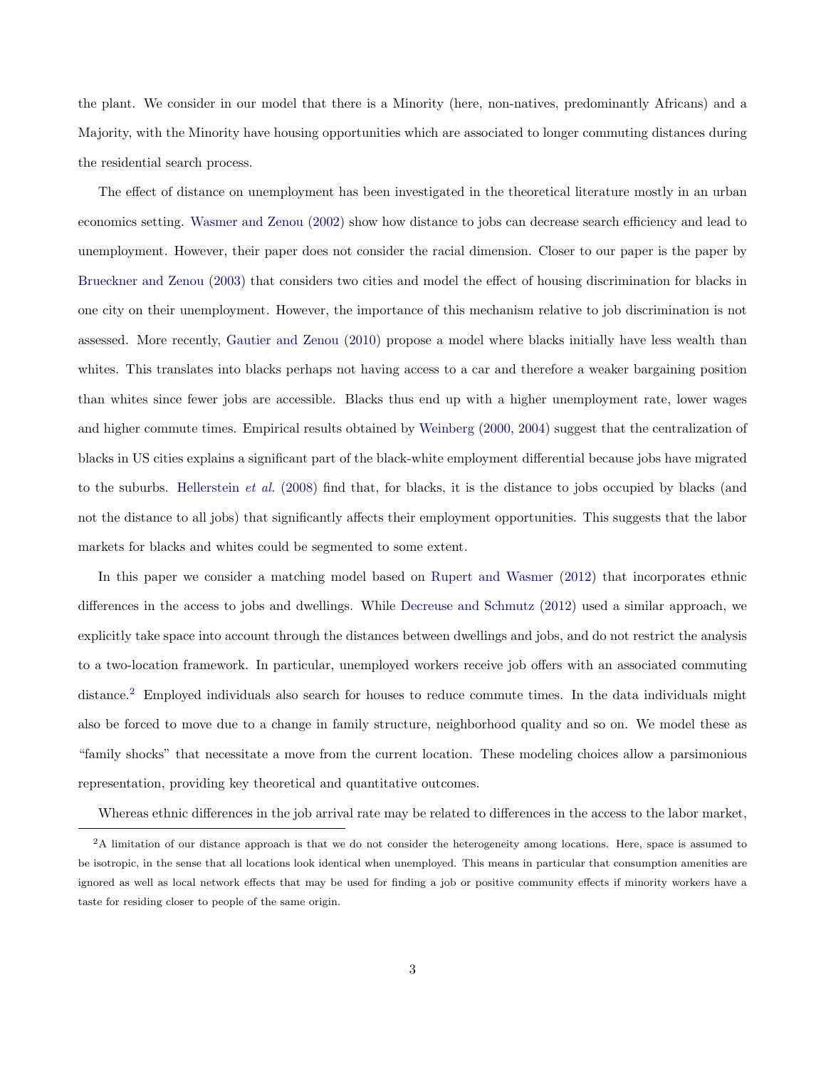the plant. We consider in our model that there is a Minority (here, non-natives, predominantly Africans) and a Majority, with the Minority have housing opportunities which are associated to longer commuting distances during the residential search process.

The effect of distance on unemployment has been investigated in the theoretical literature mostly in an urban economics setting. Wasmer and Zenou (2002) show how distance to jobs can decrease search efficiency and lead to unemployment. However, their paper does not consider the racial dimension. Closer to our paper is the paper by Brueckner and Zenou (2003) that considers two cities and model the effect of housing discrimination for blacks in one city on their unemployment. However, the importance of this mechanism relative to job discrimination is not assessed. More recently, Gautier and Zenou (2010) propose a model where blacks initially have less wealth than whites. This translates into blacks perhaps not having access to a car and therefore a weaker bargaining position than whites since fewer jobs are accessible. Blacks thus end up with a higher unemployment rate, lower wages and higher commute times. Empirical results obtained by Weinberg (2000, 2004) suggest that the centralization of blacks in US cities explains a significant part of the black-white employment differential because jobs have migrated to the suburbs. Hellerstein *et al.* (2008) find that, for blacks, it is the distance to jobs occupied by blacks (and not the distance to all jobs) that significantly affects their employment opportunities. This suggests that the labor markets for blacks and whites could be segmented to some extent.

In this paper we consider a matching model based on Rupert and Wasmer (2012) that incorporates ethnic differences in the access to jobs and dwellings. While Decreuse and Schmutz (2012) used a similar approach, we explicitly take space into account through the distances between dwellings and jobs, and do not restrict the analysis to a two-location framework. In particular, unemployed workers receive job offers with an associated commuting distance.[2] Employed individuals also search for houses to reduce commute times. In the data individuals might also be forced to move due to a change in family structure, neighborhood quality and so on. We model these as "family shocks" that necessitate a move from the current location. These modeling choices allow a parsimonious representation, providing key theoretical and quantitative outcomes.

Whereas ethnic differences in the job arrival rate may be related to differences in the access to the labor market,

[2] A limitation of our distance approach is that we do not consider the heterogeneity among locations. Here, space is assumed to be isotropic, in the sense that all locations look identical when unemployed. This means in particular that consumption amenities are ignored as well as local network effects that may be used for finding a job or positive community effects if minority workers have a taste for residing closer to people of the same origin.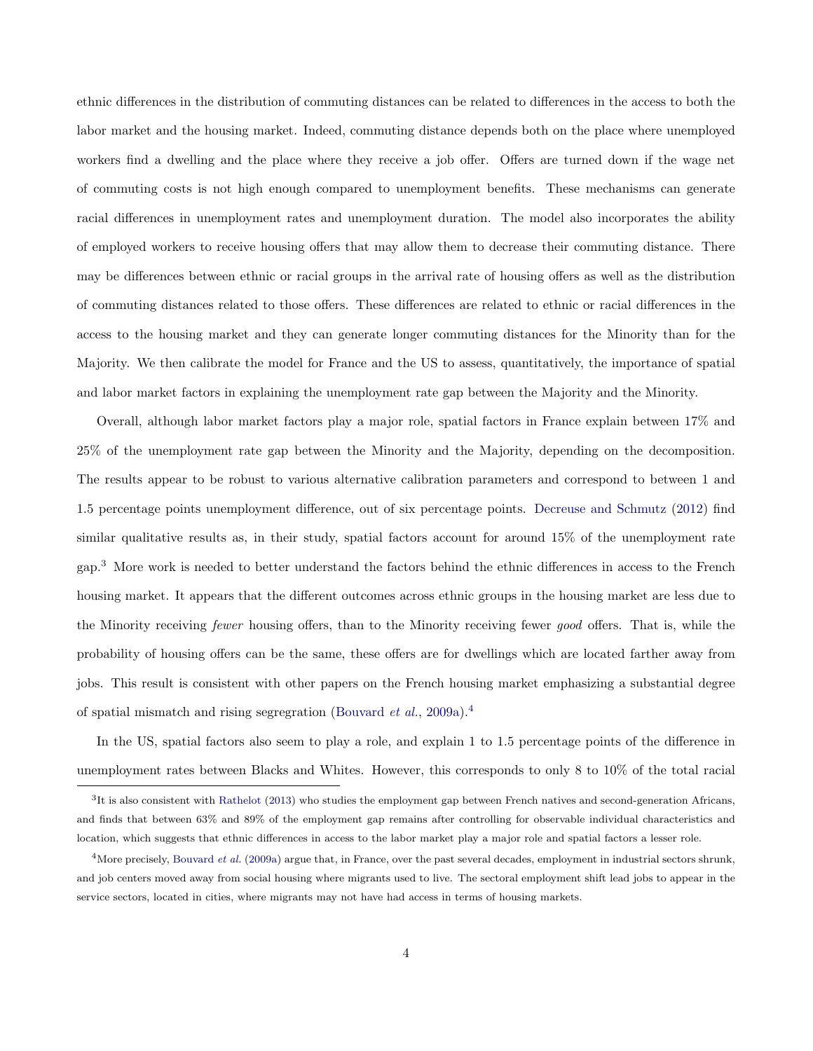ethnic differences in the distribution of commuting distances can be related to differences in the access to both the labor market and the housing market. Indeed, commuting distance depends both on the place where unemployed workers find a dwelling and the place where they receive a job offer. Offers are turned down if the wage net of commuting costs is not high enough compared to unemployment benefits. These mechanisms can generate racial differences in unemployment rates and unemployment duration. The model also incorporates the ability of employed workers to receive housing offers that may allow them to decrease their commuting distance. There may be differences between ethnic or racial groups in the arrival rate of housing offers as well as the distribution of commuting distances related to those offers. These differences are related to ethnic or racial differences in the access to the housing market and they can generate longer commuting distances for the Minority than for the Majority. We then calibrate the model for France and the US to assess, quantitatively, the importance of spatial and labor market factors in explaining the unemployment rate gap between the Majority and the Minority.

Overall, although labor market factors play a major role, spatial factors in France explain between 17% and 25% of the unemployment rate gap between the Minority and the Majority, depending on the decomposition. The results appear to be robust to various alternative calibration parameters and correspond to between 1 and 1.5 percentage points unemployment difference, out of six percentage points. Decreuse and Schmutz (2012) find similar qualitative results as, in their study, spatial factors account for around 15% of the unemployment rate gap.[3] More work is needed to better understand the factors behind the ethnic differences in access to the French housing market. It appears that the different outcomes across ethnic groups in the housing market are less due to the Minority receiving *fewer* housing offers, than to the Minority receiving fewer *good* offers. That is, while the probability of housing offers can be the same, these offers are for dwellings which are located farther away from jobs. This result is consistent with other papers on the French housing market emphasizing a substantial degree of spatial mismatch and rising segregration (Bouvard *et al.*, 2009a).[4]

In the US, spatial factors also seem to play a role, and explain 1 to 1.5 percentage points of the difference in unemployment rates between Blacks and Whites. However, this corresponds to only 8 to 10% of the total racial

[3] It is also consistent with Rathelot (2013) who studies the employment gap between French natives and second-generation Africans, and finds that between 63% and 89% of the employment gap remains after controlling for observable individual characteristics and location, which suggests that ethnic differences in access to the labor market play a major role and spatial factors a lesser role.

[4] More precisely, Bouvard *et al.* (2009a) argue that, in France, over the past several decades, employment in industrial sectors shrunk, and job centers moved away from social housing where migrants used to live. The sectoral employment shift lead jobs to appear in the service sectors, located in cities, where migrants may not have had access in terms of housing markets.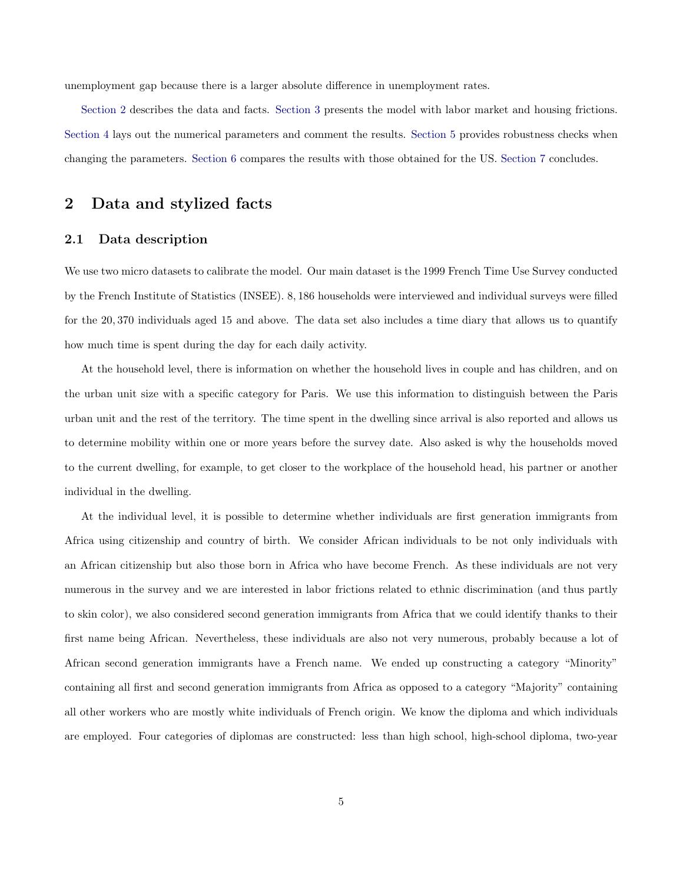unemployment gap because there is a larger absolute difference in unemployment rates.

Section 2 describes the data and facts. Section 3 presents the model with labor market and housing frictions. Section 4 lays out the numerical parameters and comment the results. Section 5 provides robustness checks when changing the parameters. Section 6 compares the results with those obtained for the US. Section 7 concludes.

## 2 Data and stylized facts

### 2.1 Data description

We use two micro datasets to calibrate the model. Our main dataset is the 1999 French Time Use Survey conducted by the French Institute of Statistics (INSEE). 8,186 households were interviewed and individual surveys were filled for the 20,370 individuals aged 15 and above. The data set also includes a time diary that allows us to quantify how much time is spent during the day for each daily activity.

At the household level, there is information on whether the household lives in couple and has children, and on the urban unit size with a specific category for Paris. We use this information to distinguish between the Paris urban unit and the rest of the territory. The time spent in the dwelling since arrival is also reported and allows us to determine mobility within one or more years before the survey date. Also asked is why the households moved to the current dwelling, for example, to get closer to the workplace of the household head, his partner or another individual in the dwelling.

At the individual level, it is possible to determine whether individuals are first generation immigrants from Africa using citizenship and country of birth. We consider African individuals to be not only individuals with an African citizenship but also those born in Africa who have become French. As these individuals are not very numerous in the survey and we are interested in labor frictions related to ethnic discrimination (and thus partly to skin color), we also considered second generation immigrants from Africa that we could identify thanks to their first name being African. Nevertheless, these individuals are also not very numerous, probably because a lot of African second generation immigrants have a French name. We ended up constructing a category "Minority" containing all first and second generation immigrants from Africa as opposed to a category "Majority" containing all other workers who are mostly white individuals of French origin. We know the diploma and which individuals are employed. Four categories of diplomas are constructed: less than high school, high-school diploma, two-year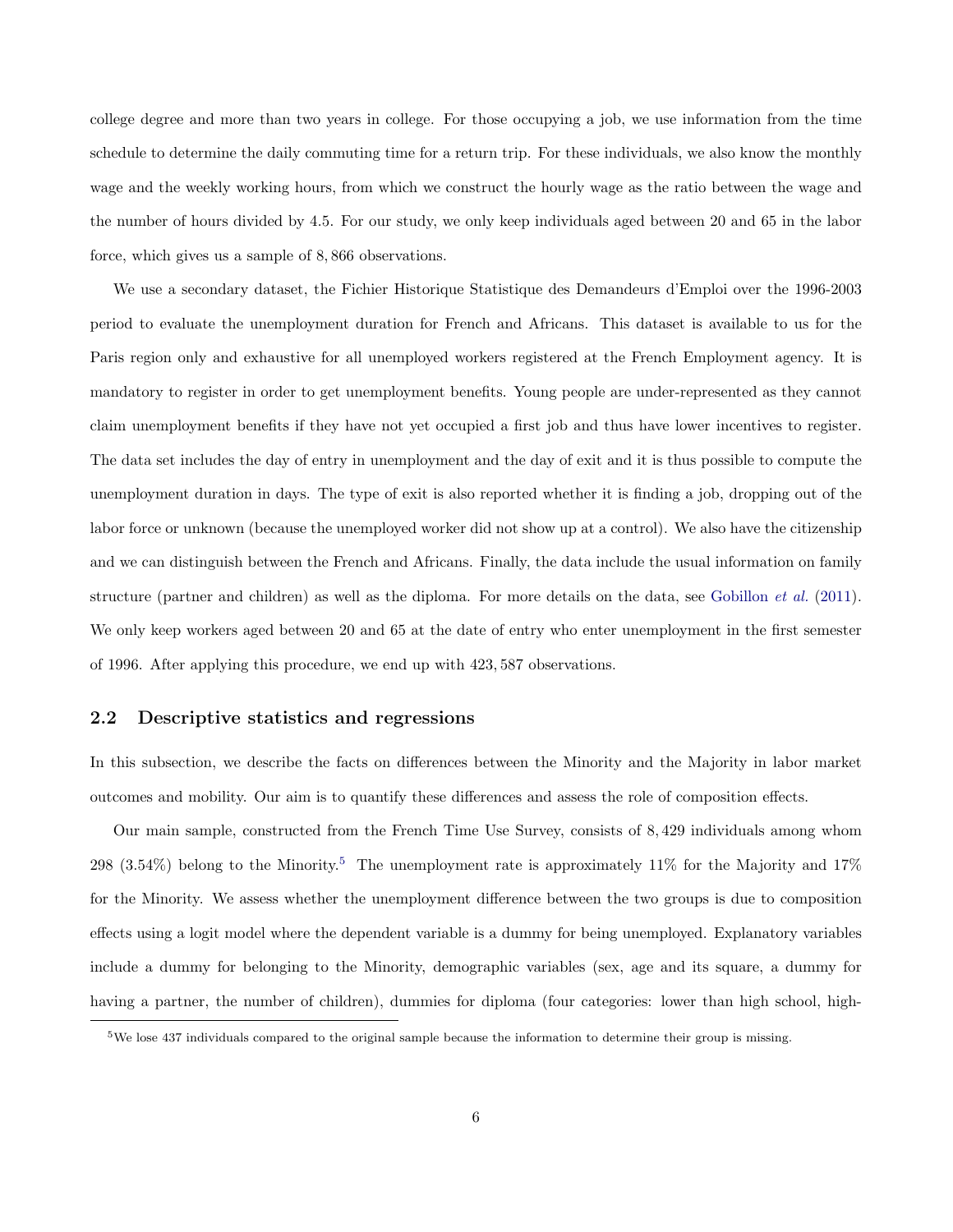college degree and more than two years in college. For those occupying a job, we use information from the time schedule to determine the daily commuting time for a return trip. For these individuals, we also know the monthly wage and the weekly working hours, from which we construct the hourly wage as the ratio between the wage and the number of hours divided by 4.5. For our study, we only keep individuals aged between 20 and 65 in the labor force, which gives us a sample of 8,866 observations.

We use a secondary dataset, the Fichier Historique Statistique des Demandeurs d'Emploi over the 1996-2003 period to evaluate the unemployment duration for French and Africans. This dataset is available to us for the Paris region only and exhaustive for all unemployed workers registered at the French Employment agency. It is mandatory to register in order to get unemployment benefits. Young people are under-represented as they cannot claim unemployment benefits if they have not yet occupied a first job and thus have lower incentives to register. The data set includes the day of entry in unemployment and the day of exit and it is thus possible to compute the unemployment duration in days. The type of exit is also reported whether it is finding a job, dropping out of the labor force or unknown (because the unemployed worker did not show up at a control). We also have the citizenship and we can distinguish between the French and Africans. Finally, the data include the usual information on family structure (partner and children) as well as the diploma. For more details on the data, see Gobillon *et al.* (2011). We only keep workers aged between 20 and 65 at the date of entry who enter unemployment in the first semester of 1996. After applying this procedure, we end up with 423,587 observations.

## 2.2 Descriptive statistics and regressions

In this subsection, we describe the facts on differences between the Minority and the Majority in labor market outcomes and mobility. Our aim is to quantify these differences and assess the role of composition effects.

Our main sample, constructed from the French Time Use Survey, consists of 8,429 individuals among whom 298 (3.54%) belong to the Minority.[5] The unemployment rate is approximately 11% for the Majority and 17% for the Minority. We assess whether the unemployment difference between the two groups is due to composition effects using a logit model where the dependent variable is a dummy for being unemployed. Explanatory variables include a dummy for belonging to the Minority, demographic variables (sex, age and its square, a dummy for having a partner, the number of children), dummies for diploma (four categories: lower than high school, high-

[5] We lose 437 individuals compared to the original sample because the information to determine their group is missing.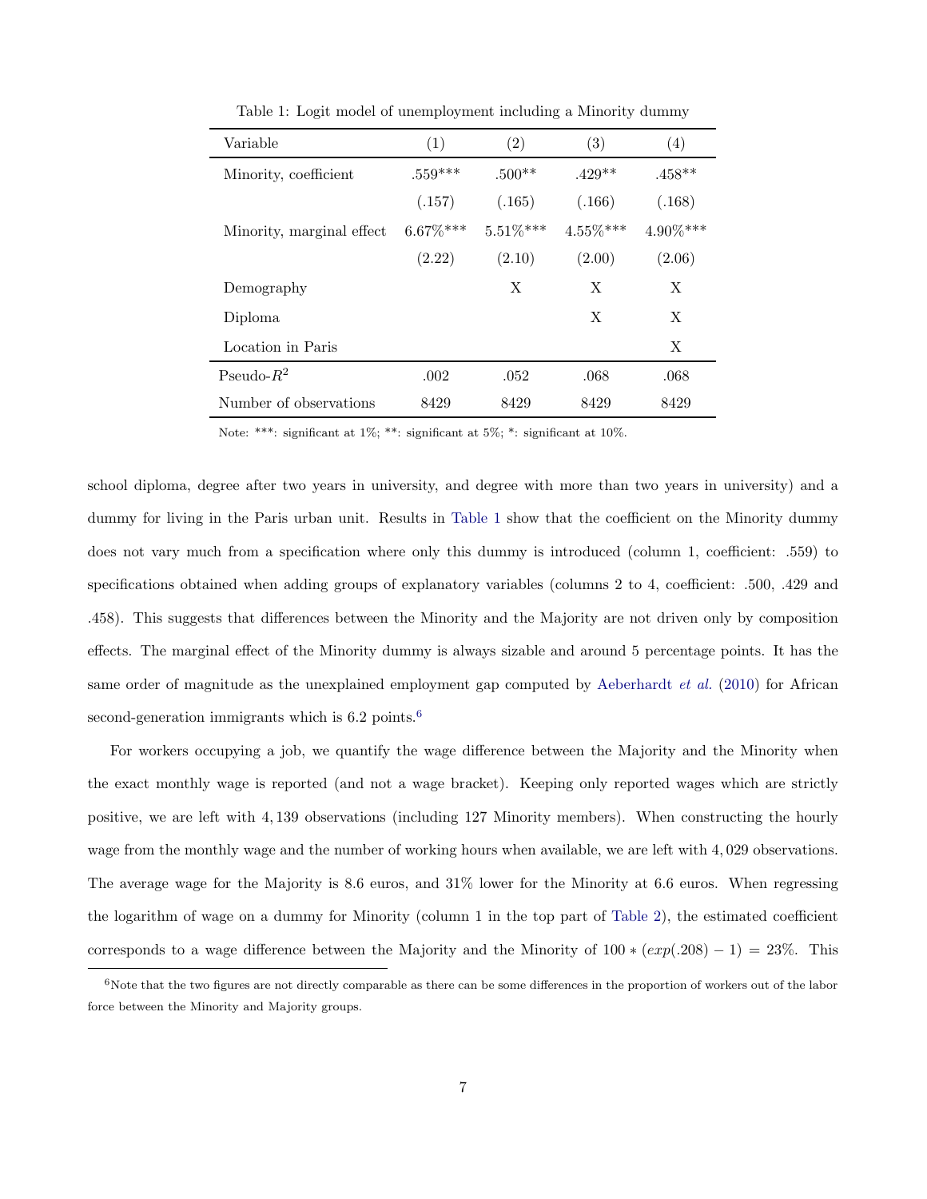Table 1: Logit model of unemployment including a Minority dummy

| Variable | (1) | (2) | (3) | (4) |
|---|---|---|---|---|
| Minority, coefficient | .559*** | .500** | .429** | .458** |
| | (.157) | (.165) | (.166) | (.168) |
| Minority, marginal effect | 6.67%*** | 5.51%*** | 4.55%*** | 4.90%*** |
| | (2.22) | (2.10) | (2.00) | (2.06) |
| Demography | | X | X | X |
| Diploma | | | X | X |
| Location in Paris | | | | X |
| Pseudo-$R^2$ | .002 | .052 | .068 | .068 |
| Number of observations | 8429 | 8429 | 8429 | 8429 |

Note: ***: significant at 1%; **: significant at 5%; *: significant at 10%.

school diploma, degree after two years in university, and degree with more than two years in university) and a dummy for living in the Paris urban unit. Results in Table 1 show that the coefficient on the Minority dummy does not vary much from a specification where only this dummy is introduced (column 1, coefficient: .559) to specifications obtained when adding groups of explanatory variables (columns 2 to 4, coefficient: .500, .429 and .458). This suggests that differences between the Minority and the Majority are not driven only by composition effects. The marginal effect of the Minority dummy is always sizable and around 5 percentage points. It has the same order of magnitude as the unexplained employment gap computed by Aeberhardt *et al.* (2010) for African second-generation immigrants which is 6.2 points.[6]

For workers occupying a job, we quantify the wage difference between the Majority and the Minority when the exact monthly wage is reported (and not a wage bracket). Keeping only reported wages which are strictly positive, we are left with 4,139 observations (including 127 Minority members). When constructing the hourly wage from the monthly wage and the number of working hours when available, we are left with 4,029 observations. The average wage for the Majority is 8.6 euros, and 31% lower for the Minority at 6.6 euros. When regressing the logarithm of wage on a dummy for Minority (column 1 in the top part of Table 2), the estimated coefficient corresponds to a wage difference between the Majority and the Minority of $100 * (exp(.208) - 1) = 23\%$. This

[6] Note that the two figures are not directly comparable as there can be some differences in the proportion of workers out of the labor force between the Minority and Majority groups.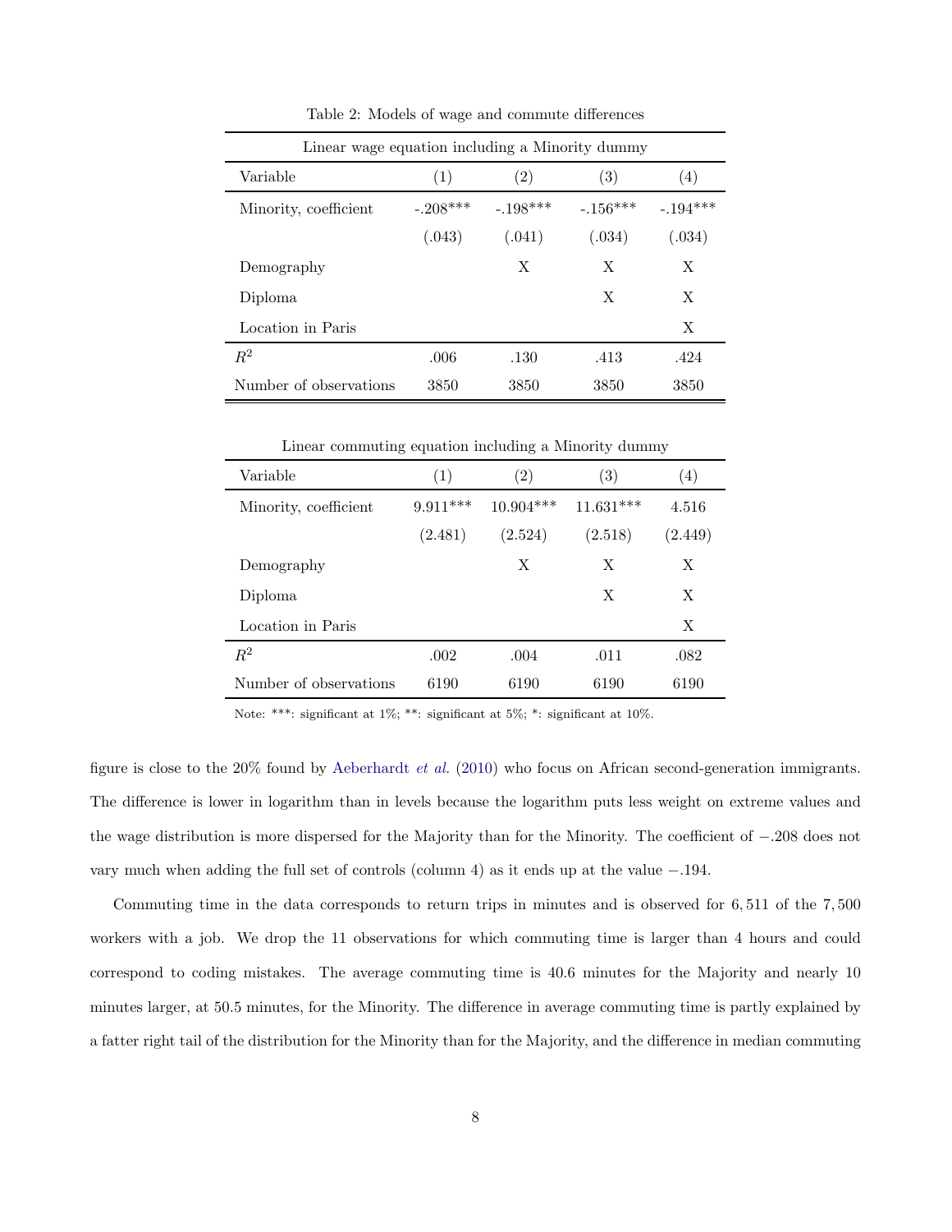Table 2: Models of wage and commute differences

| Linear wage equation including a Minority dummy | | | | |
|---|---|---|---|---|
| Variable | (1) | (2) | (3) | (4) |
| Minority, coefficient | -.208*** | -.198*** | -.156*** | -.194*** |
| | (.043) | (.041) | (.034) | (.034) |
| Demography | | X | X | X |
| Diploma | | | X | X |
| Location in Paris | | | | X |
| $R^2$ | .006 | .130 | .413 | .424 |
| Number of observations | 3850 | 3850 | 3850 | 3850 |

| Linear commuting equation including a Minority dummy | | | | |
|---|---|---|---|---|
| Variable | (1) | (2) | (3) | (4) |
| Minority, coefficient | 9.911*** | 10.904*** | 11.631*** | 4.516 |
| | (2.481) | (2.524) | (2.518) | (2.449) |
| Demography | | X | X | X |
| Diploma | | | X | X |
| Location in Paris | | | | X |
| $R^2$ | .002 | .004 | .011 | .082 |
| Number of observations | 6190 | 6190 | 6190 | 6190 |

Note: ***: significant at 1%; **: significant at 5%; *: significant at 10%.

figure is close to the 20% found by Aeberhardt *et al.* (2010) who focus on African second-generation immigrants. The difference is lower in logarithm than in levels because the logarithm puts less weight on extreme values and the wage distribution is more dispersed for the Majority than for the Minority. The coefficient of $-.208$ does not vary much when adding the full set of controls (column 4) as it ends up at the value $-.194$.

Commuting time in the data corresponds to return trips in minutes and is observed for 6,511 of the 7,500 workers with a job. We drop the 11 observations for which commuting time is larger than 4 hours and could correspond to coding mistakes. The average commuting time is 40.6 minutes for the Majority and nearly 10 minutes larger, at 50.5 minutes, for the Minority. The difference in average commuting time is partly explained by a fatter right tail of the distribution for the Minority than for the Majority, and the difference in median commuting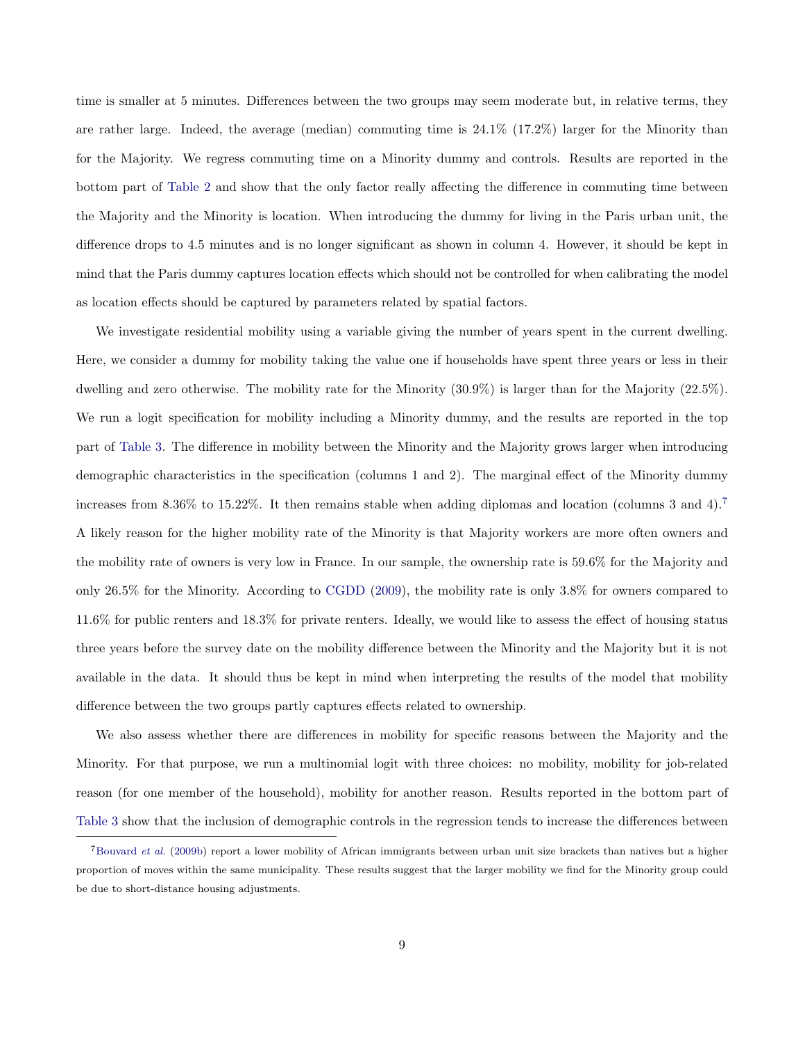time is smaller at 5 minutes. Differences between the two groups may seem moderate but, in relative terms, they are rather large. Indeed, the average (median) commuting time is 24.1% (17.2%) larger for the Minority than for the Majority. We regress commuting time on a Minority dummy and controls. Results are reported in the bottom part of Table 2 and show that the only factor really affecting the difference in commuting time between the Majority and the Minority is location. When introducing the dummy for living in the Paris urban unit, the difference drops to 4.5 minutes and is no longer significant as shown in column 4. However, it should be kept in mind that the Paris dummy captures location effects which should not be controlled for when calibrating the model as location effects should be captured by parameters related by spatial factors.

We investigate residential mobility using a variable giving the number of years spent in the current dwelling. Here, we consider a dummy for mobility taking the value one if households have spent three years or less in their dwelling and zero otherwise. The mobility rate for the Minority (30.9%) is larger than for the Majority (22.5%). We run a logit specification for mobility including a Minority dummy, and the results are reported in the top part of Table 3. The difference in mobility between the Minority and the Majority grows larger when introducing demographic characteristics in the specification (columns 1 and 2). The marginal effect of the Minority dummy increases from 8.36% to 15.22%. It then remains stable when adding diplomas and location (columns 3 and 4).[7] A likely reason for the higher mobility rate of the Minority is that Majority workers are more often owners and the mobility rate of owners is very low in France. In our sample, the ownership rate is 59.6% for the Majority and only 26.5% for the Minority. According to CGDD (2009), the mobility rate is only 3.8% for owners compared to 11.6% for public renters and 18.3% for private renters. Ideally, we would like to assess the effect of housing status three years before the survey date on the mobility difference between the Minority and the Majority but it is not available in the data. It should thus be kept in mind when interpreting the results of the model that mobility difference between the two groups partly captures effects related to ownership.

We also assess whether there are differences in mobility for specific reasons between the Majority and the Minority. For that purpose, we run a multinomial logit with three choices: no mobility, mobility for job-related reason (for one member of the household), mobility for another reason. Results reported in the bottom part of Table 3 show that the inclusion of demographic controls in the regression tends to increase the differences between

[7] Bouvard *et al.* (2009b) report a lower mobility of African immigrants between urban unit size brackets than natives but a higher proportion of moves within the same municipality. These results suggest that the larger mobility we find for the Minority group could be due to short-distance housing adjustments.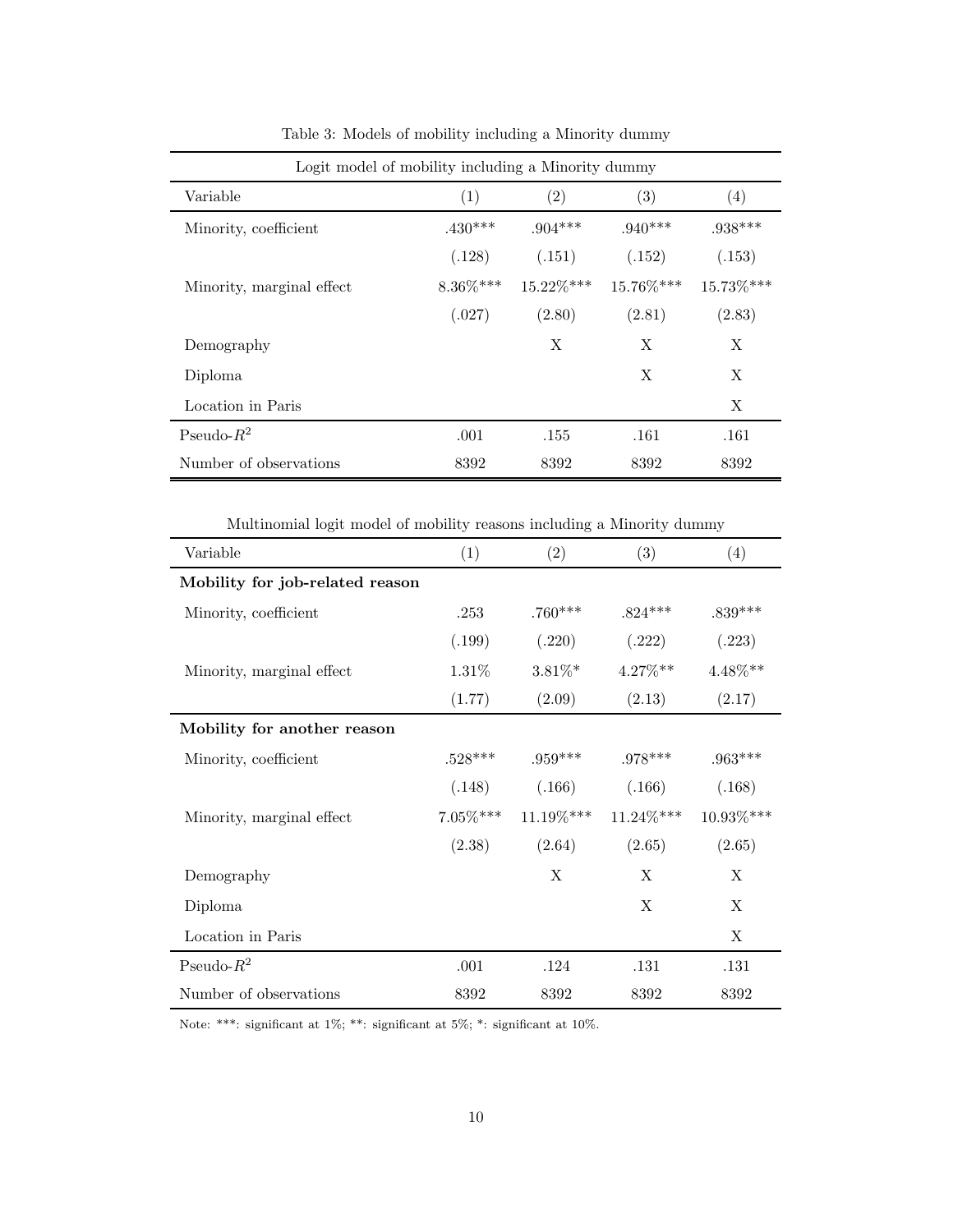Table 3: Models of mobility including a Minority dummy

| Logit model of mobility including a Minority dummy | | | | |
|---|---|---|---|---|
| Variable | (1) | (2) | (3) | (4) |
| Minority, coefficient | .430*** | .904*** | .940*** | .938*** |
| | (.128) | (.151) | (.152) | (.153) |
| Minority, marginal effect | 8.36%*** | 15.22%*** | 15.76%*** | 15.73%*** |
| | (.027) | (2.80) | (2.81) | (2.83) |
| Demography | | X | X | X |
| Diploma | | | X | X |
| Location in Paris | | | | X |
| Pseudo-$R^2$ | .001 | .155 | .161 | .161 |
| Number of observations | 8392 | 8392 | 8392 | 8392 |

Multinomial logit model of mobility reasons including a Minority dummy

| Variable | (1) | (2) | (3) | (4) |
|---|---|---|---|---|
| **Mobility for job-related reason** | | | | |
| Minority, coefficient | .253 | .760*** | .824*** | .839*** |
| | (.199) | (.220) | (.222) | (.223) |
| Minority, marginal effect | 1.31% | 3.81%* | 4.27%** | 4.48%** |
| | (1.77) | (2.09) | (2.13) | (2.17) |
| **Mobility for another reason** | | | | |
| Minority, coefficient | .528*** | .959*** | .978*** | .963*** |
| | (.148) | (.166) | (.166) | (.168) |
| Minority, marginal effect | 7.05%*** | 11.19%*** | 11.24%*** | 10.93%*** |
| | (2.38) | (2.64) | (2.65) | (2.65) |
| Demography | | X | X | X |
| Diploma | | | X | X |
| Location in Paris | | | | X |
| Pseudo-$R^2$ | .001 | .124 | .131 | .131 |
| Number of observations | 8392 | 8392 | 8392 | 8392 |

Note: ***: significant at 1%; **: significant at 5%; *: significant at 10%.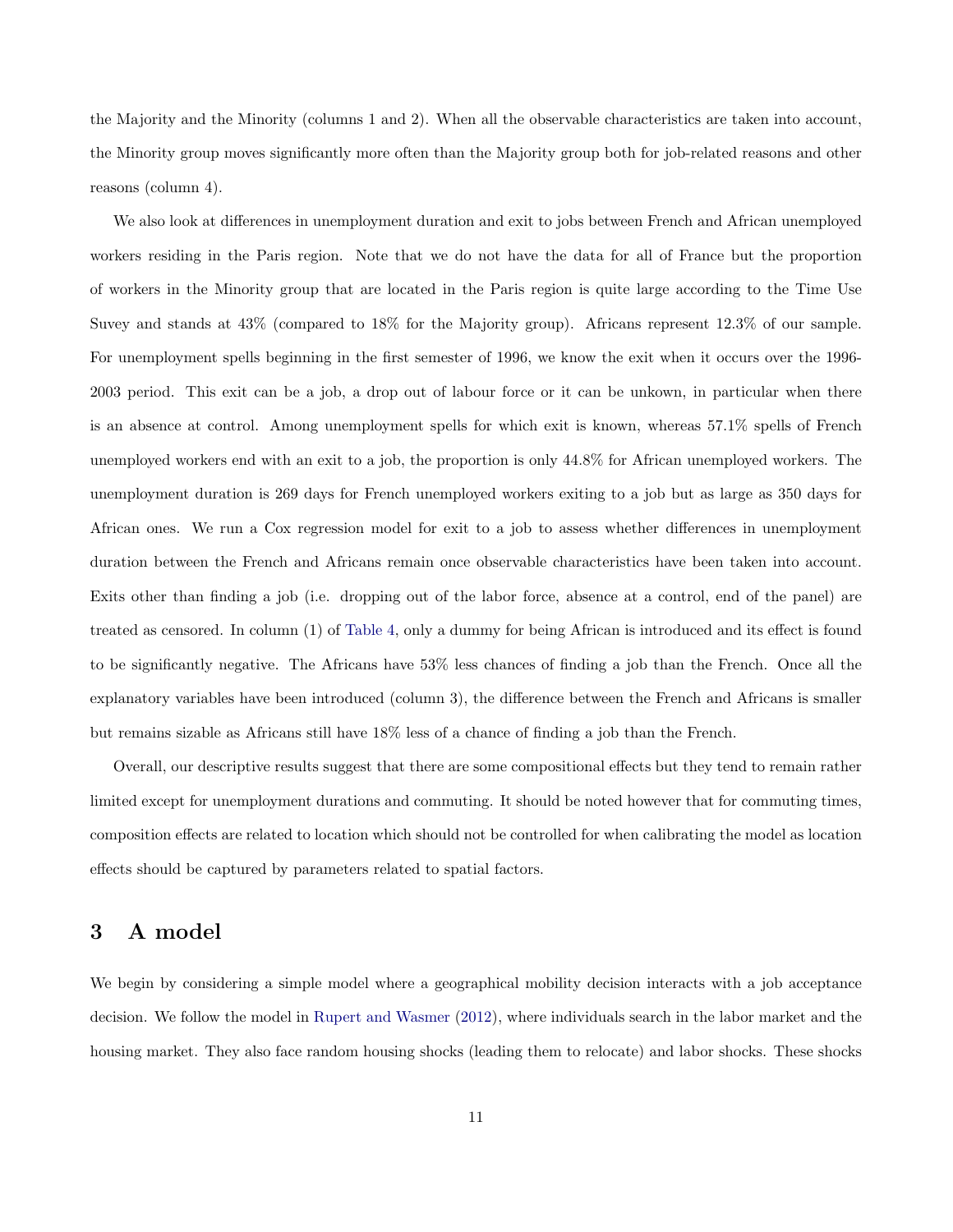the Majority and the Minority (columns 1 and 2). When all the observable characteristics are taken into account, the Minority group moves significantly more often than the Majority group both for job-related reasons and other reasons (column 4).

We also look at differences in unemployment duration and exit to jobs between French and African unemployed workers residing in the Paris region. Note that we do not have the data for all of France but the proportion of workers in the Minority group that are located in the Paris region is quite large according to the Time Use Suvey and stands at 43% (compared to 18% for the Majority group). Africans represent 12.3% of our sample. For unemployment spells beginning in the first semester of 1996, we know the exit when it occurs over the 1996-2003 period. This exit can be a job, a drop out of labour force or it can be unkown, in particular when there is an absence at control. Among unemployment spells for which exit is known, whereas 57.1% spells of French unemployed workers end with an exit to a job, the proportion is only 44.8% for African unemployed workers. The unemployment duration is 269 days for French unemployed workers exiting to a job but as large as 350 days for African ones. We run a Cox regression model for exit to a job to assess whether differences in unemployment duration between the French and Africans remain once observable characteristics have been taken into account. Exits other than finding a job (i.e. dropping out of the labor force, absence at a control, end of the panel) are treated as censored. In column (1) of Table 4, only a dummy for being African is introduced and its effect is found to be significantly negative. The Africans have 53% less chances of finding a job than the French. Once all the explanatory variables have been introduced (column 3), the difference between the French and Africans is smaller but remains sizable as Africans still have 18% less of a chance of finding a job than the French.

Overall, our descriptive results suggest that there are some compositional effects but they tend to remain rather limited except for unemployment durations and commuting. It should be noted however that for commuting times, composition effects are related to location which should not be controlled for when calibrating the model as location effects should be captured by parameters related to spatial factors.

## 3 A model

We begin by considering a simple model where a geographical mobility decision interacts with a job acceptance decision. We follow the model in Rupert and Wasmer (2012), where individuals search in the labor market and the housing market. They also face random housing shocks (leading them to relocate) and labor shocks. These shocks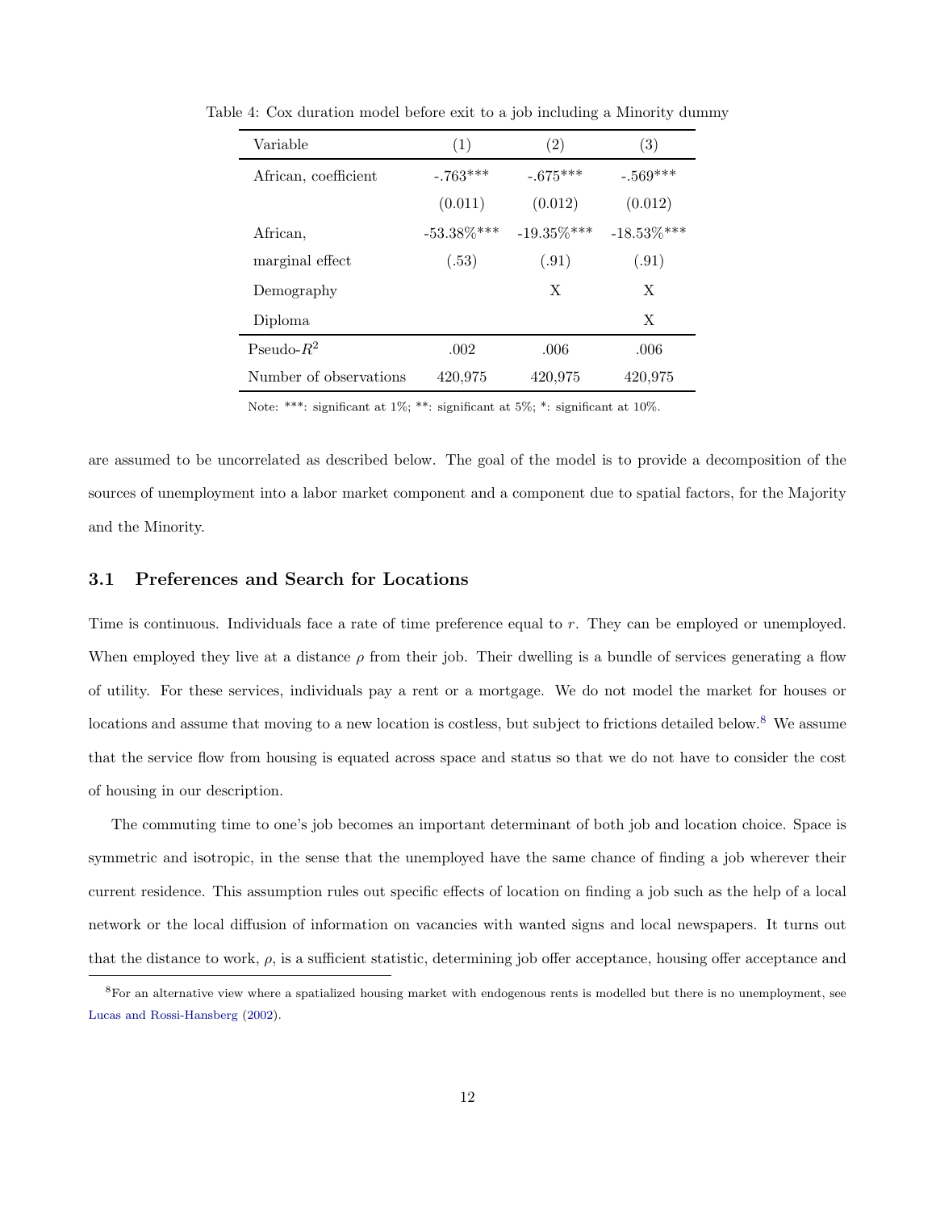Table 4: Cox duration model before exit to a job including a Minority dummy

| Variable | (1) | (2) | (3) |
|---|---|---|---|
| African, coefficient | -.763*** | -.675*** | -.569*** |
| | (0.011) | (0.012) | (0.012) |
| African, | -53.38%*** | -19.35%*** | -18.53%*** |
| marginal effect | (.53) | (.91) | (.91) |
| Demography | | X | X |
| Diploma | | | X |
| Pseudo-$R^2$ | .002 | .006 | .006 |
| Number of observations | 420,975 | 420,975 | 420,975 |

Note: ***: significant at 1%; **: significant at 5%; *: significant at 10%.

are assumed to be uncorrelated as described below. The goal of the model is to provide a decomposition of the sources of unemployment into a labor market component and a component due to spatial factors, for the Majority and the Minority.

### 3.1 Preferences and Search for Locations

Time is continuous. Individuals face a rate of time preference equal to $r$. They can be employed or unemployed. When employed they live at a distance $\rho$ from their job. Their dwelling is a bundle of services generating a flow of utility. For these services, individuals pay a rent or a mortgage. We do not model the market for houses or locations and assume that moving to a new location is costless, but subject to frictions detailed below.[8] We assume that the service flow from housing is equated across space and status so that we do not have to consider the cost of housing in our description.

The commuting time to one's job becomes an important determinant of both job and location choice. Space is symmetric and isotropic, in the sense that the unemployed have the same chance of finding a job wherever their current residence. This assumption rules out specific effects of location on finding a job such as the help of a local network or the local diffusion of information on vacancies with wanted signs and local newspapers. It turns out that the distance to work, $\rho$, is a sufficient statistic, determining job offer acceptance, housing offer acceptance and

[8] For an alternative view where a spatialized housing market with endogenous rents is modelled but there is no unemployment, see Lucas and Rossi-Hansberg (2002).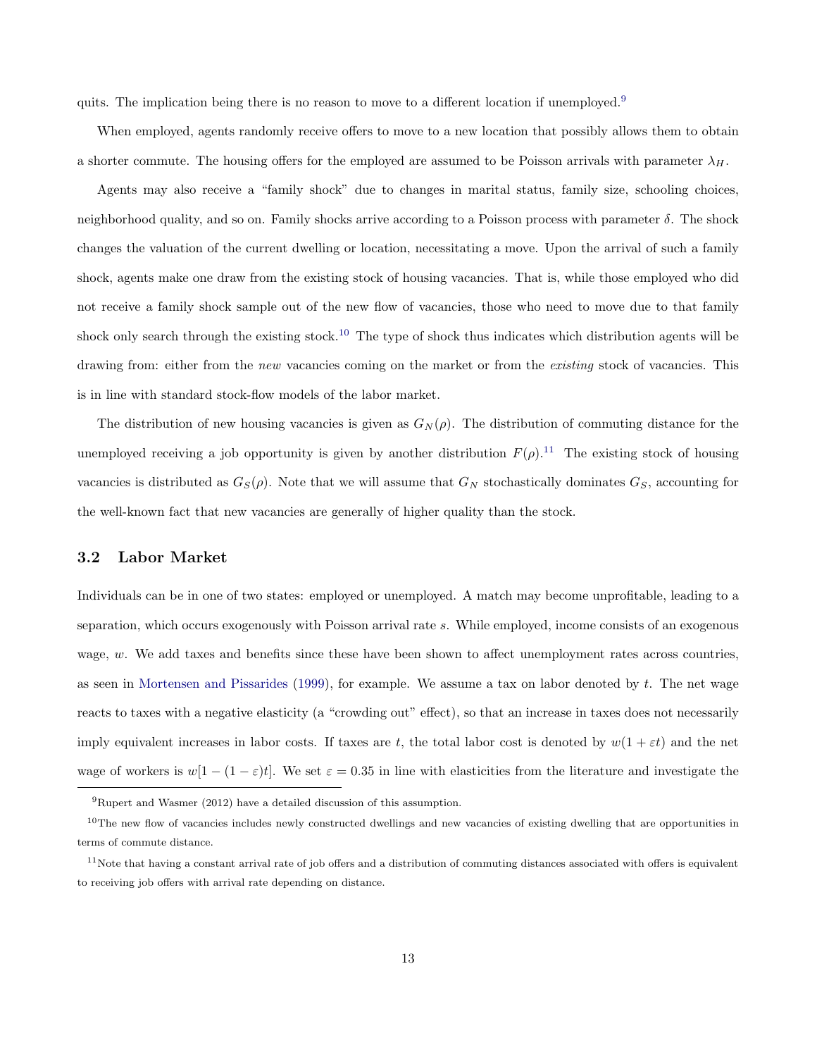quits. The implication being there is no reason to move to a different location if unemployed.[9]

When employed, agents randomly receive offers to move to a new location that possibly allows them to obtain a shorter commute. The housing offers for the employed are assumed to be Poisson arrivals with parameter $\lambda_H$.

Agents may also receive a "family shock" due to changes in marital status, family size, schooling choices, neighborhood quality, and so on. Family shocks arrive according to a Poisson process with parameter $\delta$. The shock changes the valuation of the current dwelling or location, necessitating a move. Upon the arrival of such a family shock, agents make one draw from the existing stock of housing vacancies. That is, while those employed who did not receive a family shock sample out of the new flow of vacancies, those who need to move due to that family shock only search through the existing stock.[10] The type of shock thus indicates which distribution agents will be drawing from: either from the *new* vacancies coming on the market or from the *existing* stock of vacancies. This is in line with standard stock-flow models of the labor market.

The distribution of new housing vacancies is given as $G_N(\rho)$. The distribution of commuting distance for the unemployed receiving a job opportunity is given by another distribution $F(\rho)$.[11] The existing stock of housing vacancies is distributed as $G_S(\rho)$. Note that we will assume that $G_N$ stochastically dominates $G_S$, accounting for the well-known fact that new vacancies are generally of higher quality than the stock.

### 3.2 Labor Market

Individuals can be in one of two states: employed or unemployed. A match may become unprofitable, leading to a separation, which occurs exogenously with Poisson arrival rate $s$. While employed, income consists of an exogenous wage, $w$. We add taxes and benefits since these have been shown to affect unemployment rates across countries, as seen in Mortensen and Pissarides (1999), for example. We assume a tax on labor denoted by $t$. The net wage reacts to taxes with a negative elasticity (a "crowding out" effect), so that an increase in taxes does not necessarily imply equivalent increases in labor costs. If taxes are $t$, the total labor cost is denoted by $w(1 + \varepsilon t)$ and the net wage of workers is $w[1 - (1 - \varepsilon)t]$. We set $\varepsilon = 0.35$ in line with elasticities from the literature and investigate the

[9] Rupert and Wasmer (2012) have a detailed discussion of this assumption.

[10] The new flow of vacancies includes newly constructed dwellings and new vacancies of existing dwelling that are opportunities in terms of commute distance.

[11] Note that having a constant arrival rate of job offers and a distribution of commuting distances associated with offers is equivalent to receiving job offers with arrival rate depending on distance.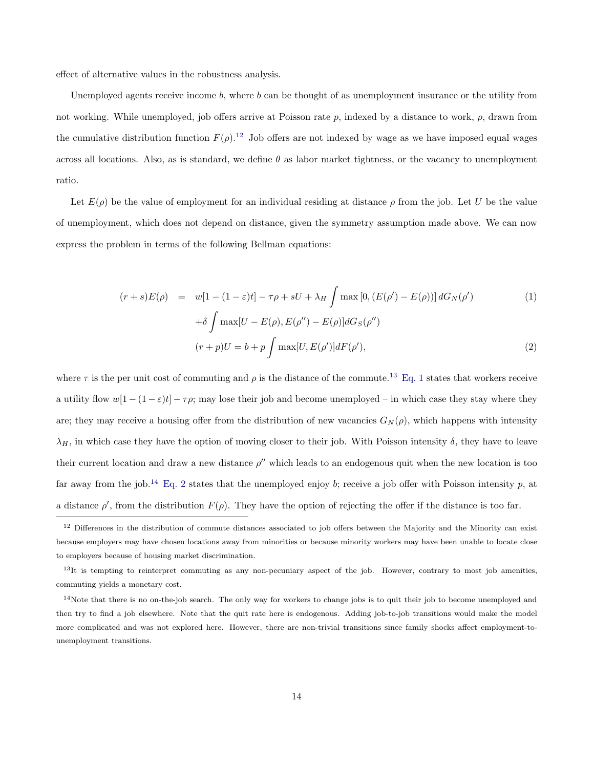effect of alternative values in the robustness analysis.

Unemployed agents receive income $b$, where $b$ can be thought of as unemployment insurance or the utility from not working. While unemployed, job offers arrive at Poisson rate $p$, indexed by a distance to work, $\rho$, drawn from the cumulative distribution function $F(\rho)$.[12] Job offers are not indexed by wage as we have imposed equal wages across all locations. Also, as is standard, we define $\theta$ as labor market tightness, or the vacancy to unemployment ratio.

Let $E(\rho)$ be the value of employment for an individual residing at distance $\rho$ from the job. Let $U$ be the value of unemployment, which does not depend on distance, given the symmetry assumption made above. We can now express the problem in terms of the following Bellman equations:

$$
\begin{aligned}
(r+s)E(\rho) \;\; &= \;\; w[1-(1-\varepsilon)t] - \tau\rho + sU + \lambda_H \int \max\left[0, (E(\rho') - E(\rho))\right] dG_N(\rho') \qquad (1) \\
&\quad + \delta \int \max[U - E(\rho), E(\rho'') - E(\rho)] dG_S(\rho'') \\
&(r+p)U = b + p\int \max[U, E(\rho')]dF(\rho'), \qquad (2)
\end{aligned}
$$

where $\tau$ is the per unit cost of commuting and $\rho$ is the distance of the commute.[13] Eq. 1 states that workers receive a utility flow $w[1-(1-\varepsilon)t] - \tau\rho$; may lose their job and become unemployed – in which case they stay where they are; they may receive a housing offer from the distribution of new vacancies $G_N(\rho)$, which happens with intensity $\lambda_H$, in which case they have the option of moving closer to their job. With Poisson intensity $\delta$, they have to leave their current location and draw a new distance $\rho''$ which leads to an endogenous quit when the new location is too far away from the job.[14] Eq. 2 states that the unemployed enjoy $b$; receive a job offer with Poisson intensity $p$, at a distance $\rho'$, from the distribution $F(\rho)$. They have the option of rejecting the offer if the distance is too far.

---

[12] Differences in the distribution of commute distances associated to job offers between the Majority and the Minority can exist because employers may have chosen locations away from minorities or because minority workers may have been unable to locate close to employers because of housing market discrimination.

[13] It is tempting to reinterpret commuting as any non-pecuniary aspect of the job. However, contrary to most job amenities, commuting yields a monetary cost.

[14] Note that there is no on-the-job search. The only way for workers to change jobs is to quit their job to become unemployed and then try to find a job elsewhere. Note that the quit rate here is endogenous. Adding job-to-job transitions would make the model more complicated and was not explored here. However, there are non-trivial transitions since family shocks affect employment-to-unemployment transitions.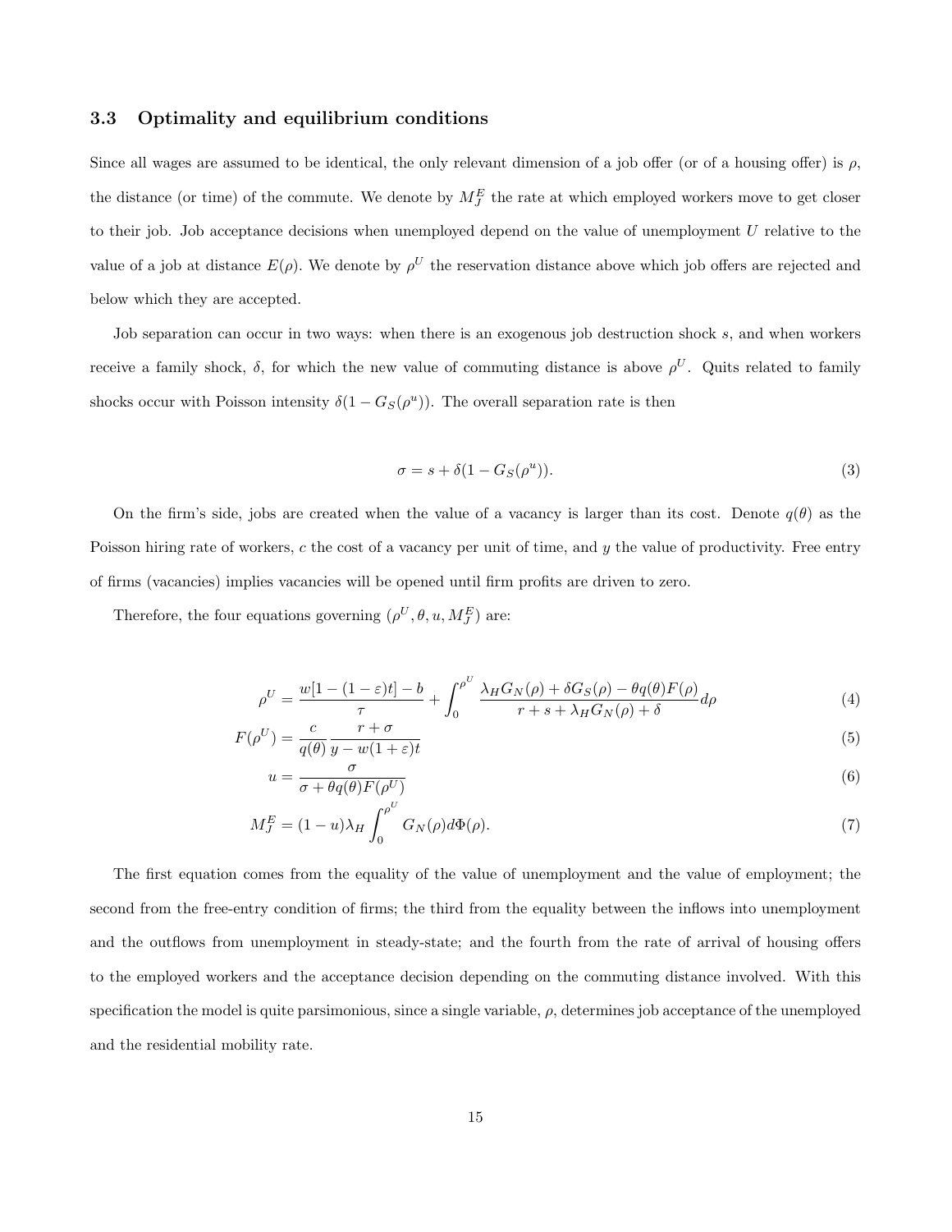### 3.3 Optimality and equilibrium conditions

Since all wages are assumed to be identical, the only relevant dimension of a job offer (or of a housing offer) is $\rho$, the distance (or time) of the commute. We denote by $M_J^E$ the rate at which employed workers move to get closer to their job. Job acceptance decisions when unemployed depend on the value of unemployment $U$ relative to the value of a job at distance $E(\rho)$. We denote by $\rho^U$ the reservation distance above which job offers are rejected and below which they are accepted.

Job separation can occur in two ways: when there is an exogenous job destruction shock $s$, and when workers receive a family shock, $\delta$, for which the new value of commuting distance is above $\rho^U$. Quits related to family shocks occur with Poisson intensity $\delta(1 - G_S(\rho^u))$. The overall separation rate is then

$$\sigma = s + \delta(1 - G_S(\rho^u)). \tag{3}$$

On the firm's side, jobs are created when the value of a vacancy is larger than its cost. Denote $q(\theta)$ as the Poisson hiring rate of workers, $c$ the cost of a vacancy per unit of time, and $y$ the value of productivity. Free entry of firms (vacancies) implies vacancies will be opened until firm profits are driven to zero.

Therefore, the four equations governing $(\rho^U, \theta, u, M_J^E)$ are:

$$\rho^U = \frac{w[1-(1-\varepsilon)t] - b}{\tau} + \int_0^{\rho^U} \frac{\lambda_H G_N(\rho) + \delta G_S(\rho) - \theta q(\theta) F(\rho)}{r + s + \lambda_H G_N(\rho) + \delta} d\rho \tag{4}$$

$$F(\rho^U) = \frac{c}{q(\theta)} \frac{r+\sigma}{y - w(1+\varepsilon)t} \tag{5}$$

$$u = \frac{\sigma}{\sigma + \theta q(\theta) F(\rho^U)} \tag{6}$$

$$M_J^E = (1-u)\lambda_H \int_0^{\rho^U} G_N(\rho) d\Phi(\rho). \tag{7}$$

The first equation comes from the equality of the value of unemployment and the value of employment; the second from the free-entry condition of firms; the third from the equality between the inflows into unemployment and the outflows from unemployment in steady-state; and the fourth from the rate of arrival of housing offers to the employed workers and the acceptance decision depending on the commuting distance involved. With this specification the model is quite parsimonious, since a single variable, $\rho$, determines job acceptance of the unemployed and the residential mobility rate.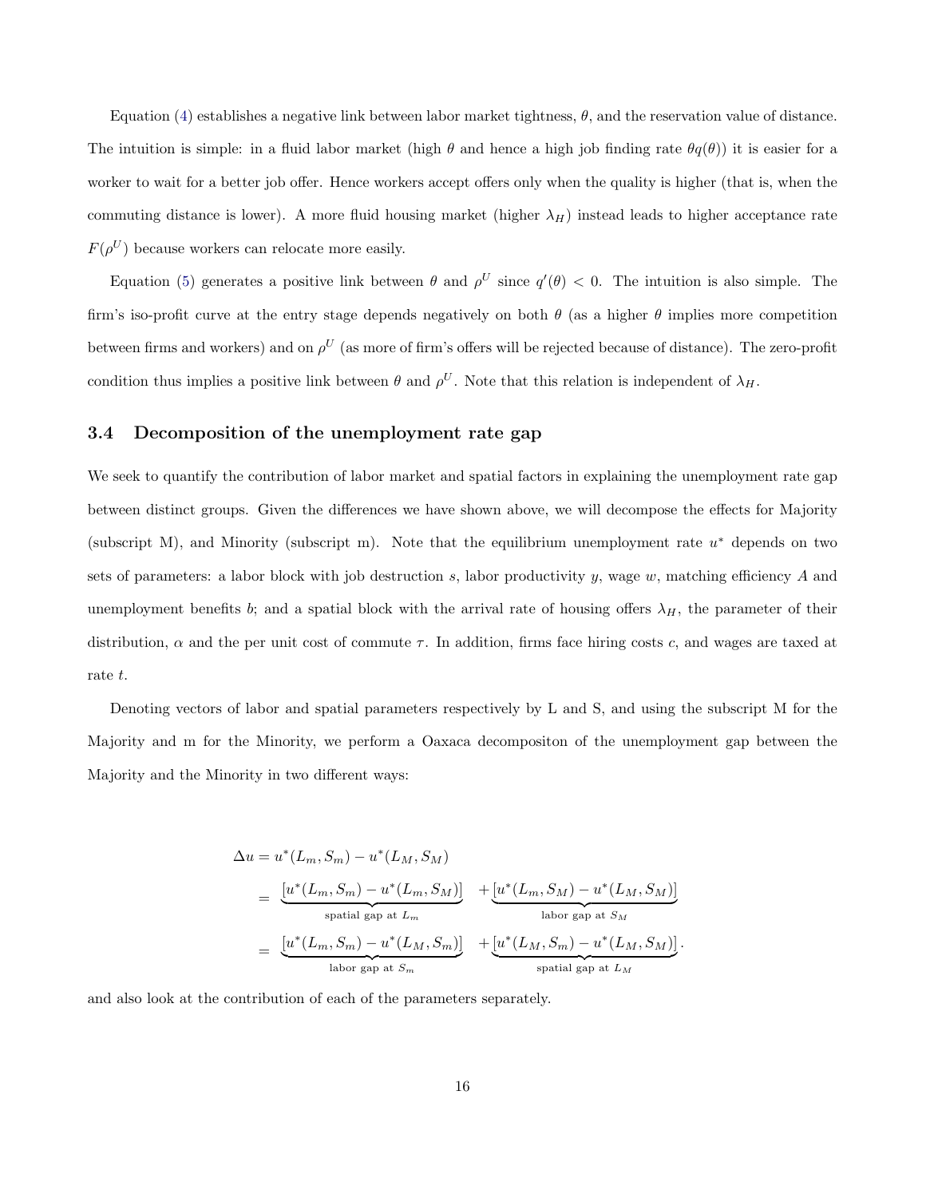Equation (4) establishes a negative link between labor market tightness, $\theta$, and the reservation value of distance. The intuition is simple: in a fluid labor market (high $\theta$ and hence a high job finding rate $\theta q(\theta)$) it is easier for a worker to wait for a better job offer. Hence workers accept offers only when the quality is higher (that is, when the commuting distance is lower). A more fluid housing market (higher $\lambda_H$) instead leads to higher acceptance rate $F(\rho^U)$ because workers can relocate more easily.

Equation (5) generates a positive link between $\theta$ and $\rho^U$ since $q'(\theta) < 0$. The intuition is also simple. The firm's iso-profit curve at the entry stage depends negatively on both $\theta$ (as a higher $\theta$ implies more competition between firms and workers) and on $\rho^U$ (as more of firm's offers will be rejected because of distance). The zero-profit condition thus implies a positive link between $\theta$ and $\rho^U$. Note that this relation is independent of $\lambda_H$.

### 3.4 Decomposition of the unemployment rate gap

We seek to quantify the contribution of labor market and spatial factors in explaining the unemployment rate gap between distinct groups. Given the differences we have shown above, we will decompose the effects for Majority (subscript M), and Minority (subscript m). Note that the equilibrium unemployment rate $u^*$ depends on two sets of parameters: a labor block with job destruction $s$, labor productivity $y$, wage $w$, matching efficiency $A$ and unemployment benefits $b$; and a spatial block with the arrival rate of housing offers $\lambda_H$, the parameter of their distribution, $\alpha$ and the per unit cost of commute $\tau$. In addition, firms face hiring costs $c$, and wages are taxed at rate $t$.

Denoting vectors of labor and spatial parameters respectively by L and S, and using the subscript M for the Majority and m for the Minority, we perform a Oaxaca decompositon of the unemployment gap between the Majority and the Minority in two different ways:

$$
\begin{aligned}
\Delta u &= u^*(L_m, S_m) - u^*(L_M, S_M) \\
&= \underbrace{[u^*(L_m, S_m) - u^*(L_m, S_M)]}_{\text{spatial gap at } L_m} \quad + \underbrace{[u^*(L_m, S_M) - u^*(L_M, S_M)]}_{\text{labor gap at } S_M} \\
&= \underbrace{[u^*(L_m, S_m) - u^*(L_M, S_m)]}_{\text{labor gap at } S_m} \quad + \underbrace{[u^*(L_M, S_m) - u^*(L_M, S_M)]}_{\text{spatial gap at } L_M}.
\end{aligned}
$$

and also look at the contribution of each of the parameters separately.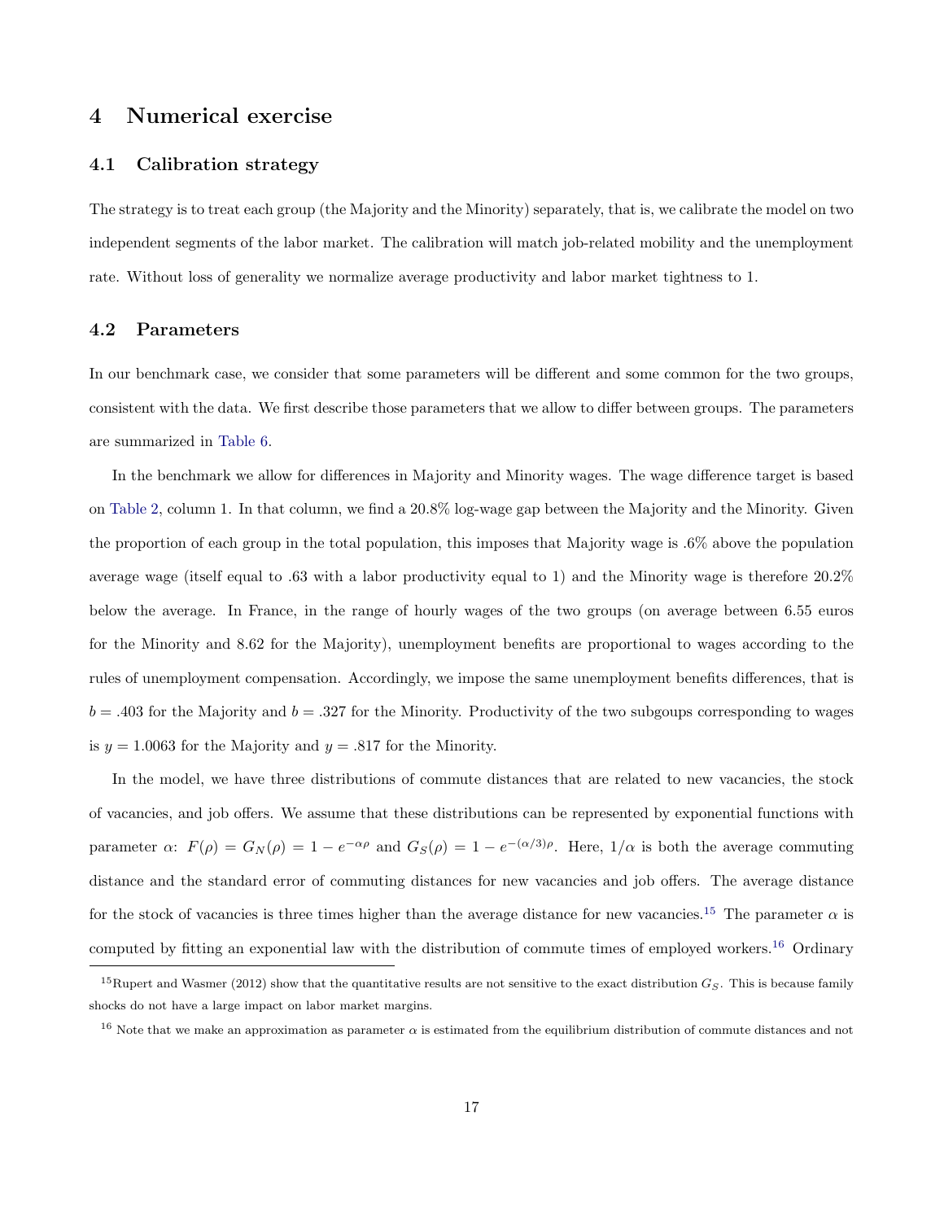## 4 Numerical exercise

### 4.1 Calibration strategy

The strategy is to treat each group (the Majority and the Minority) separately, that is, we calibrate the model on two independent segments of the labor market. The calibration will match job-related mobility and the unemployment rate. Without loss of generality we normalize average productivity and labor market tightness to 1.

### 4.2 Parameters

In our benchmark case, we consider that some parameters will be different and some common for the two groups, consistent with the data. We first describe those parameters that we allow to differ between groups. The parameters are summarized in Table 6.

In the benchmark we allow for differences in Majority and Minority wages. The wage difference target is based on Table 2, column 1. In that column, we find a 20.8% log-wage gap between the Majority and the Minority. Given the proportion of each group in the total population, this imposes that Majority wage is .6% above the population average wage (itself equal to .63 with a labor productivity equal to 1) and the Minority wage is therefore 20.2% below the average. In France, in the range of hourly wages of the two groups (on average between 6.55 euros for the Minority and 8.62 for the Majority), unemployment benefits are proportional to wages according to the rules of unemployment compensation. Accordingly, we impose the same unemployment benefits differences, that is $b = .403$ for the Majority and $b = .327$ for the Minority. Productivity of the two subgoups corresponding to wages is $y = 1.0063$ for the Majority and $y = .817$ for the Minority.

In the model, we have three distributions of commute distances that are related to new vacancies, the stock of vacancies, and job offers. We assume that these distributions can be represented by exponential functions with parameter $\alpha$: $F(\rho) = G_N(\rho) = 1 - e^{-\alpha\rho}$ and $G_S(\rho) = 1 - e^{-(\alpha/3)\rho}$. Here, $1/\alpha$ is both the average commuting distance and the standard error of commuting distances for new vacancies and job offers. The average distance for the stock of vacancies is three times higher than the average distance for new vacancies.[15] The parameter $\alpha$ is computed by fitting an exponential law with the distribution of commute times of employed workers.[16] Ordinary

[15]Rupert and Wasmer (2012) show that the quantitative results are not sensitive to the exact distribution $G_S$. This is because family shocks do not have a large impact on labor market margins.

[16] Note that we make an approximation as parameter $\alpha$ is estimated from the equilibrium distribution of commute distances and not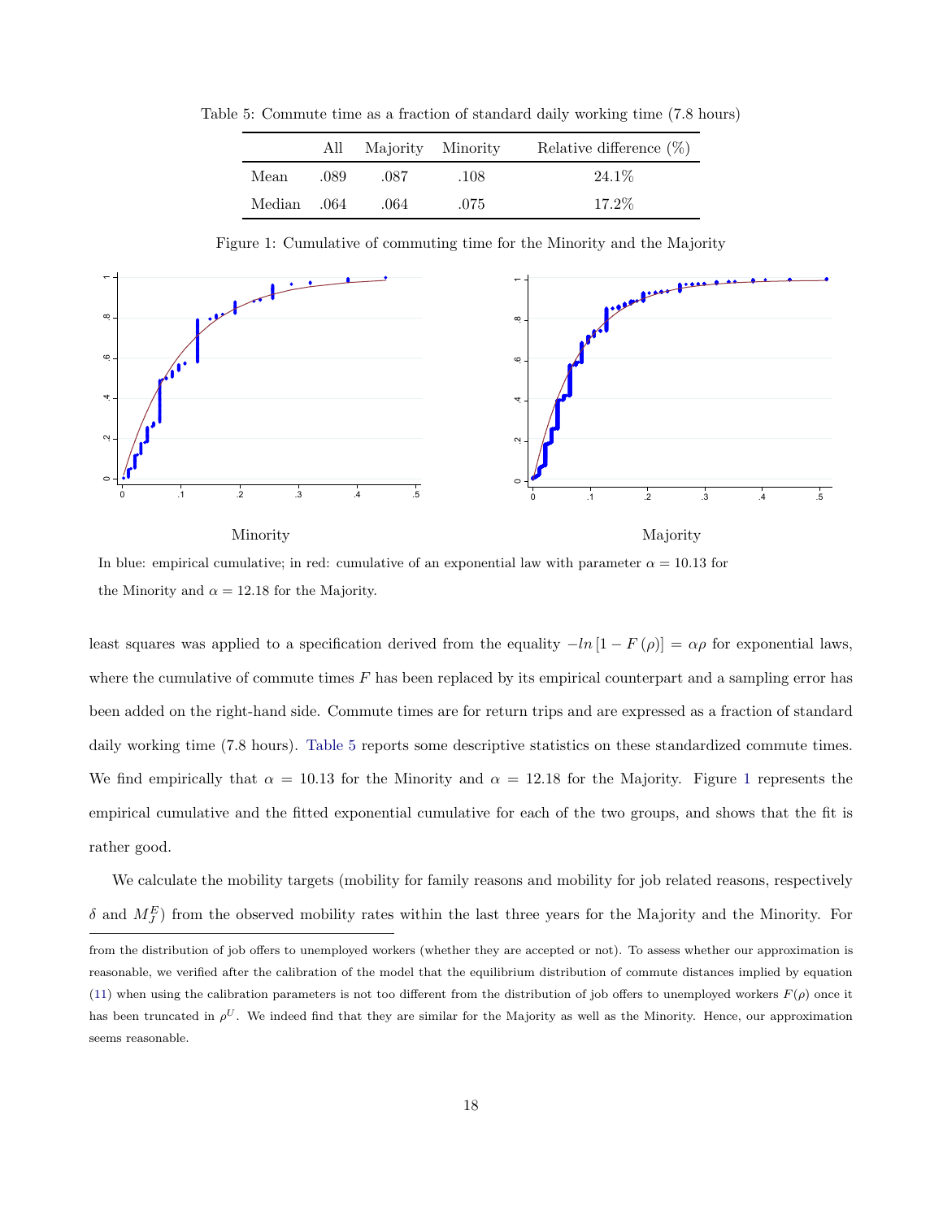Table 5: Commute time as a fraction of standard daily working time (7.8 hours)

| | All | Majority | Minority | Relative difference (%) |
|---|---|---|---|---|
| Mean | .089 | .087 | .108 | 24.1% |
| Median | .064 | .064 | .075 | 17.2% |

Figure 1: Cumulative of commuting time for the Minority and the Majority

Minority

Majority

In blue: empirical cumulative; in red: cumulative of an exponential law with parameter $\alpha = 10.13$ for the Minority and $\alpha = 12.18$ for the Majority.

least squares was applied to a specification derived from the equality $-ln\left[1 - F\left(\rho\right)\right] = \alpha\rho$ for exponential laws, where the cumulative of commute times $F$ has been replaced by its empirical counterpart and a sampling error has been added on the right-hand side. Commute times are for return trips and are expressed as a fraction of standard daily working time (7.8 hours). Table 5 reports some descriptive statistics on these standardized commute times. We find empirically that $\alpha = 10.13$ for the Minority and $\alpha = 12.18$ for the Majority. Figure 1 represents the empirical cumulative and the fitted exponential cumulative for each of the two groups, and shows that the fit is rather good.

We calculate the mobility targets (mobility for family reasons and mobility for job related reasons, respectively $\delta$ and $M_J^E$) from the observed mobility rates within the last three years for the Majority and the Minority. For

from the distribution of job offers to unemployed workers (whether they are accepted or not). To assess whether our approximation is reasonable, we verified after the calibration of the model that the equilibrium distribution of commute distances implied by equation (11) when using the calibration parameters is not too different from the distribution of job offers to unemployed workers $F(\rho)$ once it has been truncated in $\rho^U$. We indeed find that they are similar for the Majority as well as the Minority. Hence, our approximation seems reasonable.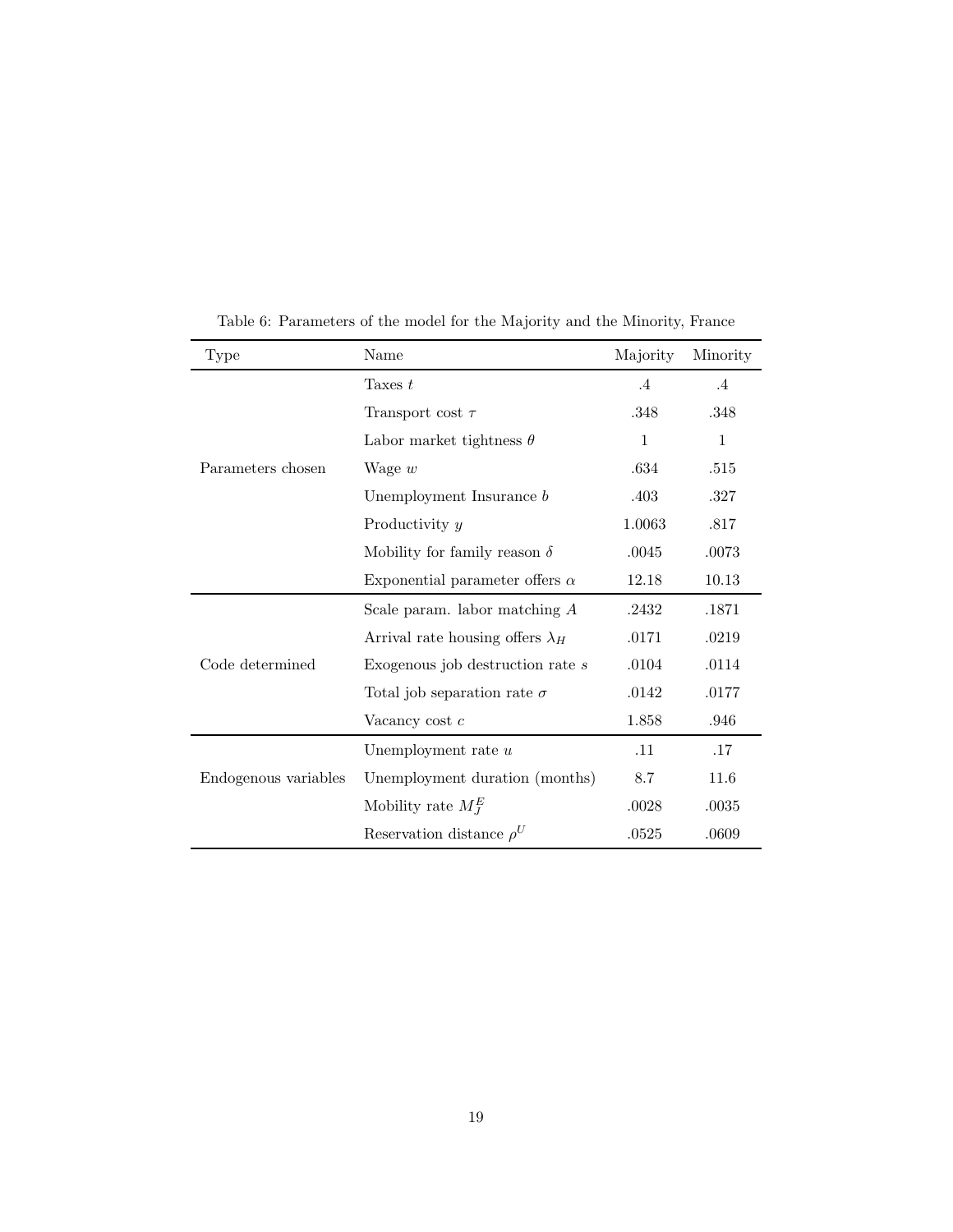Table 6: Parameters of the model for the Majority and the Minority, France

| Type | Name | Majority | Minority |
|---|---|---|---|
| Parameters chosen | Taxes $t$ | .4 | .4 |
| | Transport cost $\tau$ | .348 | .348 |
| | Labor market tightness $\theta$ | 1 | 1 |
| | Wage $w$ | .634 | .515 |
| | Unemployment Insurance $b$ | .403 | .327 |
| | Productivity $y$ | 1.0063 | .817 |
| | Mobility for family reason $\delta$ | .0045 | .0073 |
| | Exponential parameter offers $\alpha$ | 12.18 | 10.13 |
| Code determined | Scale param. labor matching $A$ | .2432 | .1871 |
| | Arrival rate housing offers $\lambda_H$ | .0171 | .0219 |
| | Exogenous job destruction rate $s$ | .0104 | .0114 |
| | Total job separation rate $\sigma$ | .0142 | .0177 |
| | Vacancy cost $c$ | 1.858 | .946 |
| Endogenous variables | Unemployment rate $u$ | .11 | .17 |
| | Unemployment duration (months) | 8.7 | 11.6 |
| | Mobility rate $M_J^E$ | .0028 | .0035 |
| | Reservation distance $\rho^U$ | .0525 | .0609 |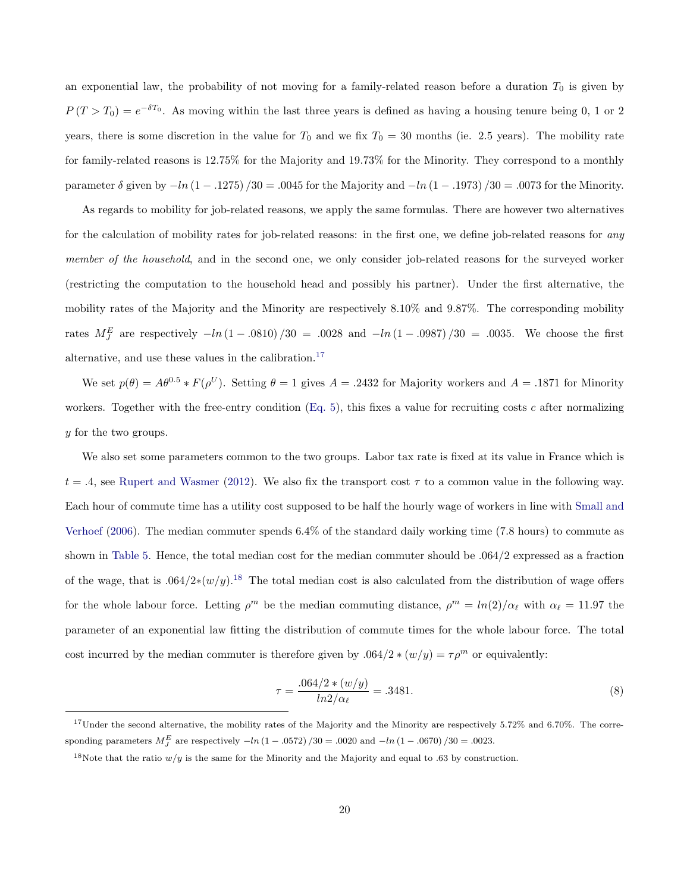an exponential law, the probability of not moving for a family-related reason before a duration $T_0$ is given by $P(T > T_0) = e^{-\delta T_0}$. As moving within the last three years is defined as having a housing tenure being 0, 1 or 2 years, there is some discretion in the value for $T_0$ and we fix $T_0 = 30$ months (ie. 2.5 years). The mobility rate for family-related reasons is 12.75% for the Majority and 19.73% for the Minority. They correspond to a monthly parameter $\delta$ given by $-ln(1 - .1275)/30 = .0045$ for the Majority and $-ln(1 - .1973)/30 = .0073$ for the Minority.

As regards to mobility for job-related reasons, we apply the same formulas. There are however two alternatives for the calculation of mobility rates for job-related reasons: in the first one, we define job-related reasons for *any member of the household*, and in the second one, we only consider job-related reasons for the surveyed worker (restricting the computation to the household head and possibly his partner). Under the first alternative, the mobility rates of the Majority and the Minority are respectively 8.10% and 9.87%. The corresponding mobility rates $M_J^E$ are respectively $-ln(1 - .0810)/30 = .0028$ and $-ln(1 - .0987)/30 = .0035$. We choose the first alternative, and use these values in the calibration.[17]

We set $p(\theta) = A\theta^{0.5} * F(\rho^U)$. Setting $\theta = 1$ gives $A = .2432$ for Majority workers and $A = .1871$ for Minority workers. Together with the free-entry condition (Eq. 5), this fixes a value for recruiting costs $c$ after normalizing $y$ for the two groups.

We also set some parameters common to the two groups. Labor tax rate is fixed at its value in France which is $t = .4$, see Rupert and Wasmer (2012). We also fix the transport cost $\tau$ to a common value in the following way. Each hour of commute time has a utility cost supposed to be half the hourly wage of workers in line with Small and Verhoef (2006). The median commuter spends 6.4% of the standard daily working time (7.8 hours) to commute as shown in Table 5. Hence, the total median cost for the median commuter should be .064/2 expressed as a fraction of the wage, that is $.064/2*(w/y)$.[18] The total median cost is also calculated from the distribution of wage offers for the whole labour force. Letting $\rho^m$ be the median commuting distance, $\rho^m = ln(2)/\alpha_\ell$ with $\alpha_\ell = 11.97$ the parameter of an exponential law fitting the distribution of commute times for the whole labour force. The total cost incurred by the median commuter is therefore given by $.064/2 * (w/y) = \tau\rho^m$ or equivalently:

$$\tau = \frac{.064/2 * (w/y)}{ln2/\alpha_\ell} = .3481. \tag{8}$$

[17]Under the second alternative, the mobility rates of the Majority and the Minority are respectively 5.72% and 6.70%. The corresponding parameters $M_J^E$ are respectively $-ln(1 - .0572)/30 = .0020$ and $-ln(1 - .0670)/30 = .0023$.

[18]Note that the ratio $w/y$ is the same for the Minority and the Majority and equal to .63 by construction.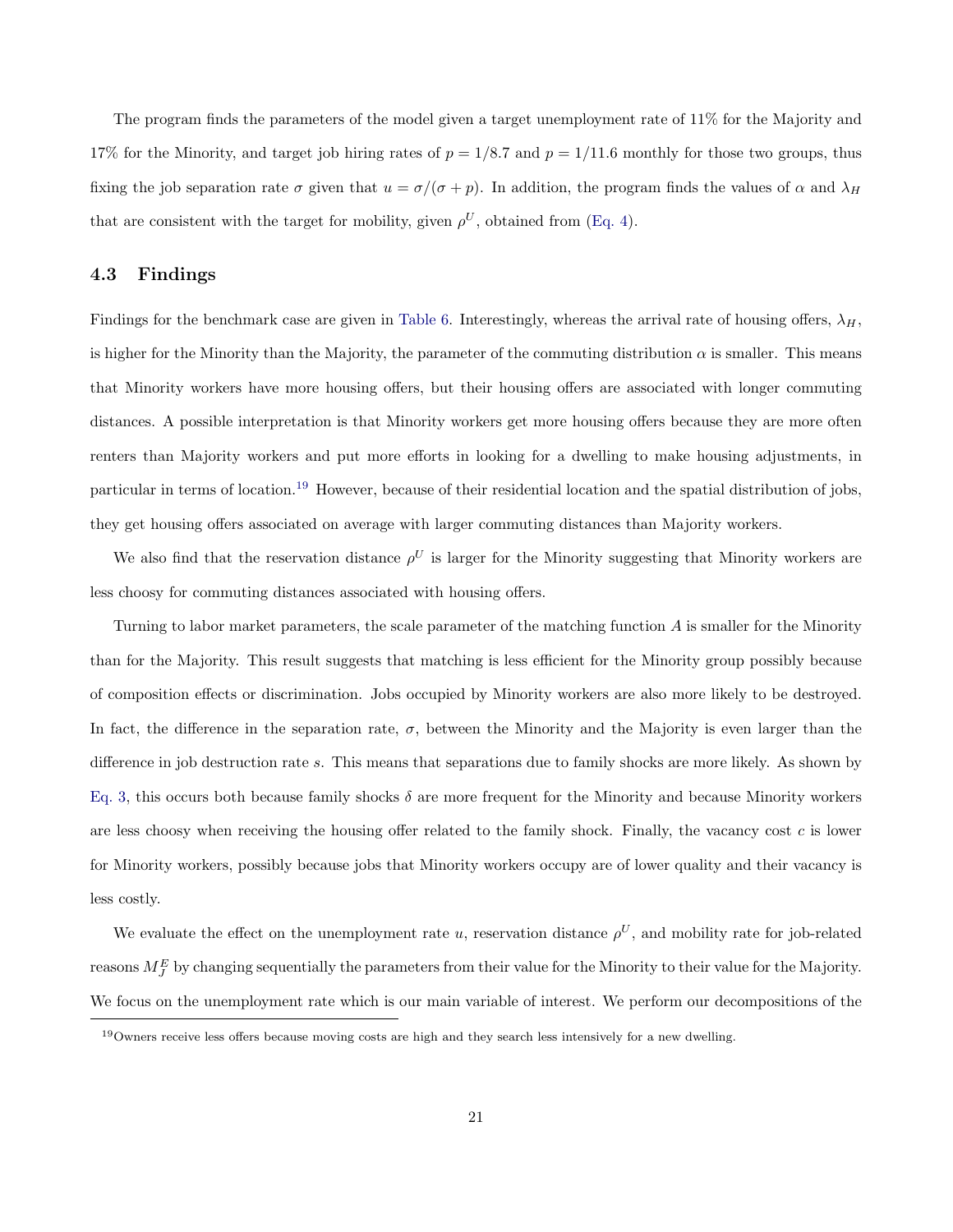The program finds the parameters of the model given a target unemployment rate of 11% for the Majority and 17% for the Minority, and target job hiring rates of $p = 1/8.7$ and $p = 1/11.6$ monthly for those two groups, thus fixing the job separation rate $\sigma$ given that $u = \sigma/(\sigma + p)$. In addition, the program finds the values of $\alpha$ and $\lambda_H$ that are consistent with the target for mobility, given $\rho^U$, obtained from (Eq. 4).

### 4.3 Findings

Findings for the benchmark case are given in Table 6. Interestingly, whereas the arrival rate of housing offers, $\lambda_H$, is higher for the Minority than the Majority, the parameter of the commuting distribution $\alpha$ is smaller. This means that Minority workers have more housing offers, but their housing offers are associated with longer commuting distances. A possible interpretation is that Minority workers get more housing offers because they are more often renters than Majority workers and put more efforts in looking for a dwelling to make housing adjustments, in particular in terms of location.[19] However, because of their residential location and the spatial distribution of jobs, they get housing offers associated on average with larger commuting distances than Majority workers.

We also find that the reservation distance $\rho^U$ is larger for the Minority suggesting that Minority workers are less choosy for commuting distances associated with housing offers.

Turning to labor market parameters, the scale parameter of the matching function $A$ is smaller for the Minority than for the Majority. This result suggests that matching is less efficient for the Minority group possibly because of composition effects or discrimination. Jobs occupied by Minority workers are also more likely to be destroyed. In fact, the difference in the separation rate, $\sigma$, between the Minority and the Majority is even larger than the difference in job destruction rate $s$. This means that separations due to family shocks are more likely. As shown by Eq. 3, this occurs both because family shocks $\delta$ are more frequent for the Minority and because Minority workers are less choosy when receiving the housing offer related to the family shock. Finally, the vacancy cost $c$ is lower for Minority workers, possibly because jobs that Minority workers occupy are of lower quality and their vacancy is less costly.

We evaluate the effect on the unemployment rate $u$, reservation distance $\rho^U$, and mobility rate for job-related reasons $M_J^E$ by changing sequentially the parameters from their value for the Minority to their value for the Majority. We focus on the unemployment rate which is our main variable of interest. We perform our decompositions of the

[19] Owners receive less offers because moving costs are high and they search less intensively for a new dwelling.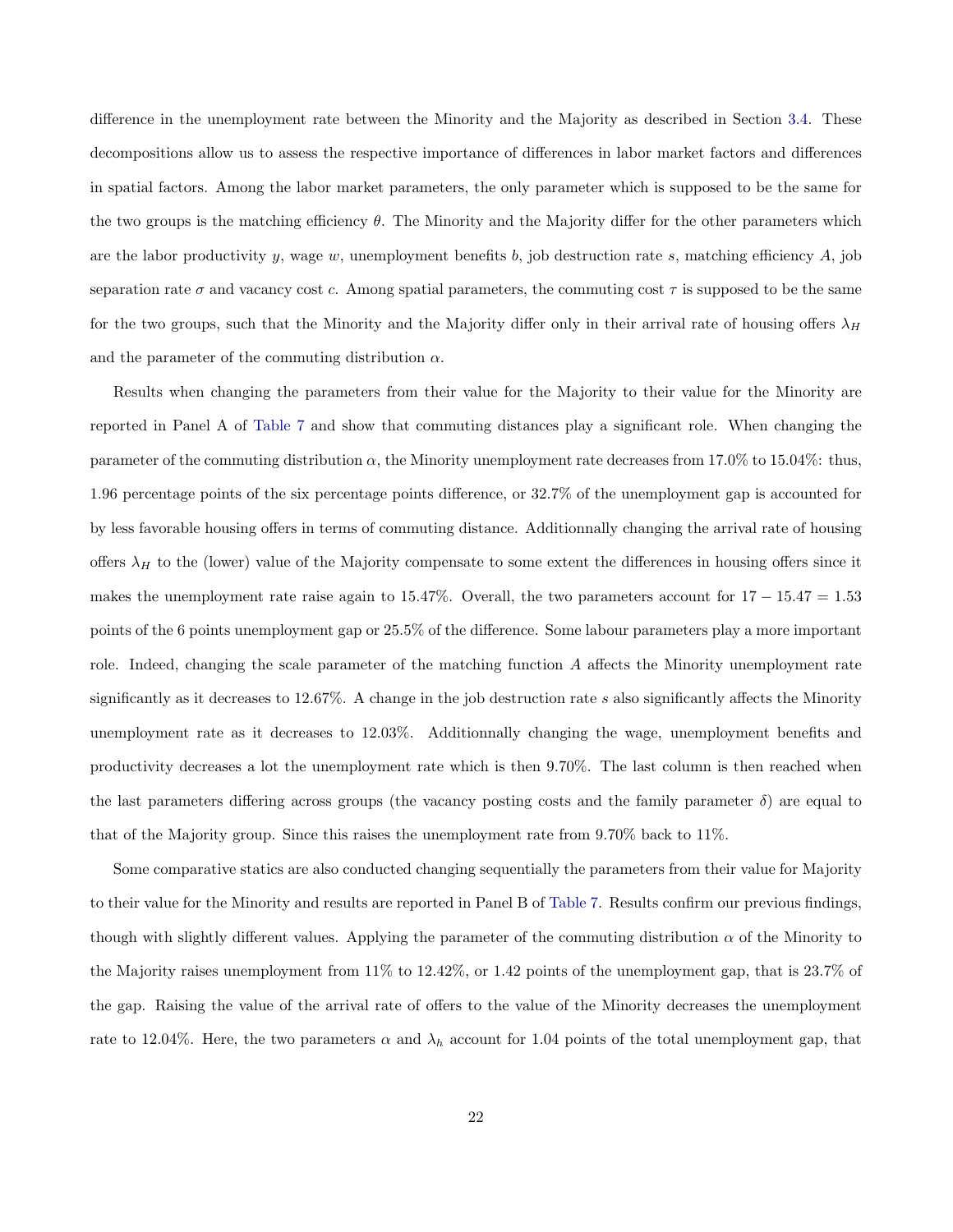difference in the unemployment rate between the Minority and the Majority as described in Section 3.4. These decompositions allow us to assess the respective importance of differences in labor market factors and differences in spatial factors. Among the labor market parameters, the only parameter which is supposed to be the same for the two groups is the matching efficiency $\theta$. The Minority and the Majority differ for the other parameters which are the labor productivity $y$, wage $w$, unemployment benefits $b$, job destruction rate $s$, matching efficiency $A$, job separation rate $\sigma$ and vacancy cost $c$. Among spatial parameters, the commuting cost $\tau$ is supposed to be the same for the two groups, such that the Minority and the Majority differ only in their arrival rate of housing offers $\lambda_H$ and the parameter of the commuting distribution $\alpha$.

Results when changing the parameters from their value for the Majority to their value for the Minority are reported in Panel A of Table 7 and show that commuting distances play a significant role. When changing the parameter of the commuting distribution $\alpha$, the Minority unemployment rate decreases from 17.0% to 15.04%: thus, 1.96 percentage points of the six percentage points difference, or 32.7% of the unemployment gap is accounted for by less favorable housing offers in terms of commuting distance. Additionnally changing the arrival rate of housing offers $\lambda_H$ to the (lower) value of the Majority compensate to some extent the differences in housing offers since it makes the unemployment rate raise again to 15.47%. Overall, the two parameters account for $17 - 15.47 = 1.53$ points of the 6 points unemployment gap or 25.5% of the difference. Some labour parameters play a more important role. Indeed, changing the scale parameter of the matching function $A$ affects the Minority unemployment rate significantly as it decreases to 12.67%. A change in the job destruction rate $s$ also significantly affects the Minority unemployment rate as it decreases to 12.03%. Additionnally changing the wage, unemployment benefits and productivity decreases a lot the unemployment rate which is then 9.70%. The last column is then reached when the last parameters differing across groups (the vacancy posting costs and the family parameter $\delta$) are equal to that of the Majority group. Since this raises the unemployment rate from 9.70% back to 11%.

Some comparative statics are also conducted changing sequentially the parameters from their value for Majority to their value for the Minority and results are reported in Panel B of Table 7. Results confirm our previous findings, though with slightly different values. Applying the parameter of the commuting distribution $\alpha$ of the Minority to the Majority raises unemployment from 11% to 12.42%, or 1.42 points of the unemployment gap, that is 23.7% of the gap. Raising the value of the arrival rate of offers to the value of the Minority decreases the unemployment rate to 12.04%. Here, the two parameters $\alpha$ and $\lambda_h$ account for 1.04 points of the total unemployment gap, that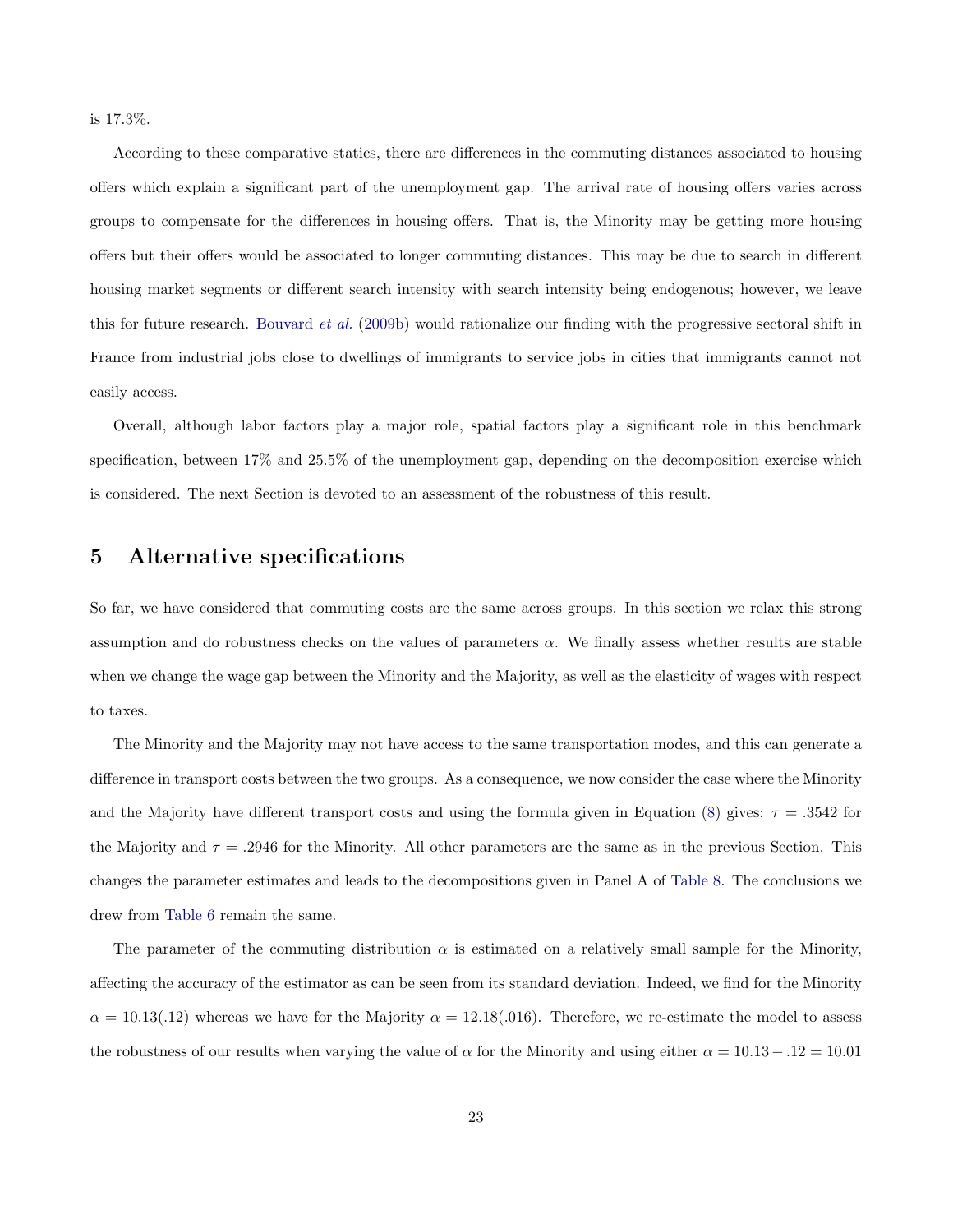is 17.3%.

According to these comparative statics, there are differences in the commuting distances associated to housing offers which explain a significant part of the unemployment gap. The arrival rate of housing offers varies across groups to compensate for the differences in housing offers. That is, the Minority may be getting more housing offers but their offers would be associated to longer commuting distances. This may be due to search in different housing market segments or different search intensity with search intensity being endogenous; however, we leave this for future research. Bouvard *et al.* (2009b) would rationalize our finding with the progressive sectoral shift in France from industrial jobs close to dwellings of immigrants to service jobs in cities that immigrants cannot not easily access.

Overall, although labor factors play a major role, spatial factors play a significant role in this benchmark specification, between 17% and 25.5% of the unemployment gap, depending on the decomposition exercise which is considered. The next Section is devoted to an assessment of the robustness of this result.

# 5 Alternative specifications

So far, we have considered that commuting costs are the same across groups. In this section we relax this strong assumption and do robustness checks on the values of parameters $\alpha$. We finally assess whether results are stable when we change the wage gap between the Minority and the Majority, as well as the elasticity of wages with respect to taxes.

The Minority and the Majority may not have access to the same transportation modes, and this can generate a difference in transport costs between the two groups. As a consequence, we now consider the case where the Minority and the Majority have different transport costs and using the formula given in Equation (8) gives: $\tau = .3542$ for the Majority and $\tau = .2946$ for the Minority. All other parameters are the same as in the previous Section. This changes the parameter estimates and leads to the decompositions given in Panel A of Table 8. The conclusions we drew from Table 6 remain the same.

The parameter of the commuting distribution $\alpha$ is estimated on a relatively small sample for the Minority, affecting the accuracy of the estimator as can be seen from its standard deviation. Indeed, we find for the Minority $\alpha = 10.13(.12)$ whereas we have for the Majority $\alpha = 12.18(.016)$. Therefore, we re-estimate the model to assess the robustness of our results when varying the value of $\alpha$ for the Minority and using either $\alpha = 10.13 - .12 = 10.01$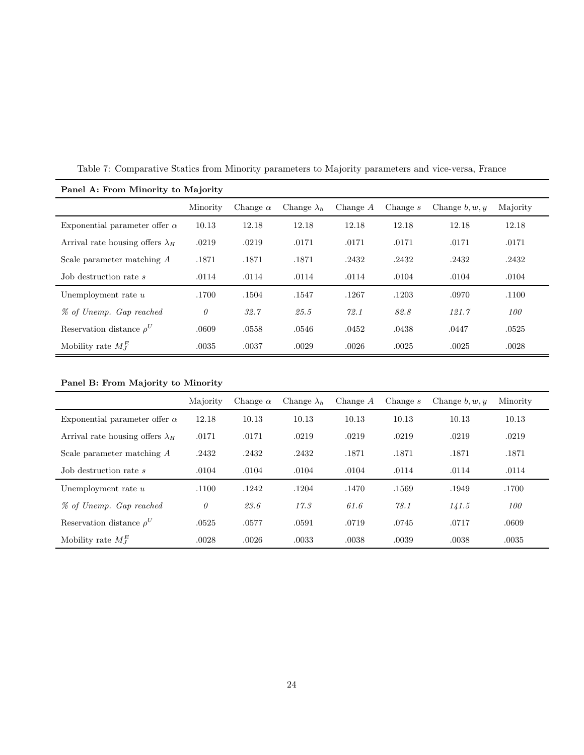Table 7: Comparative Statics from Minority parameters to Majority parameters and vice-versa, France

**Panel A: From Minority to Majority**

| | Minority | Change $\alpha$ | Change $\lambda_h$ | Change $A$ | Change $s$ | Change $b, w, y$ | Majority |
|---|---|---|---|---|---|---|---|
| Exponential parameter offer $\alpha$ | 10.13 | 12.18 | 12.18 | 12.18 | 12.18 | 12.18 | 12.18 |
| Arrival rate housing offers $\lambda_H$ | .0219 | .0219 | .0171 | .0171 | .0171 | .0171 | .0171 |
| Scale parameter matching $A$ | .1871 | .1871 | .1871 | .2432 | .2432 | .2432 | .2432 |
| Job destruction rate $s$ | .0114 | .0114 | .0114 | .0114 | .0104 | .0104 | .0104 |
| Unemployment rate $u$ | .1700 | .1504 | .1547 | .1267 | .1203 | .0970 | .1100 |
| *% of Unemp. Gap reached* | *0* | *32.7* | *25.5* | *72.1* | *82.8* | *121.7* | *100* |
| Reservation distance $\rho^U$ | .0609 | .0558 | .0546 | .0452 | .0438 | .0447 | .0525 |
| Mobility rate $M_J^E$ | .0035 | .0037 | .0029 | .0026 | .0025 | .0025 | .0028 |

**Panel B: From Majority to Minority**

| | Majority | Change $\alpha$ | Change $\lambda_h$ | Change $A$ | Change $s$ | Change $b, w, y$ | Minority |
|---|---|---|---|---|---|---|---|
| Exponential parameter offer $\alpha$ | 12.18 | 10.13 | 10.13 | 10.13 | 10.13 | 10.13 | 10.13 |
| Arrival rate housing offers $\lambda_H$ | .0171 | .0171 | .0219 | .0219 | .0219 | .0219 | .0219 |
| Scale parameter matching $A$ | .2432 | .2432 | .2432 | .1871 | .1871 | .1871 | .1871 |
| Job destruction rate $s$ | .0104 | .0104 | .0104 | .0104 | .0114 | .0114 | .0114 |
| Unemployment rate $u$ | .1100 | .1242 | .1204 | .1470 | .1569 | .1949 | .1700 |
| *% of Unemp. Gap reached* | *0* | *23.6* | *17.3* | *61.6* | *78.1* | *141.5* | *100* |
| Reservation distance $\rho^U$ | .0525 | .0577 | .0591 | .0719 | .0745 | .0717 | .0609 |
| Mobility rate $M_J^E$ | .0028 | .0026 | .0033 | .0038 | .0039 | .0038 | .0035 |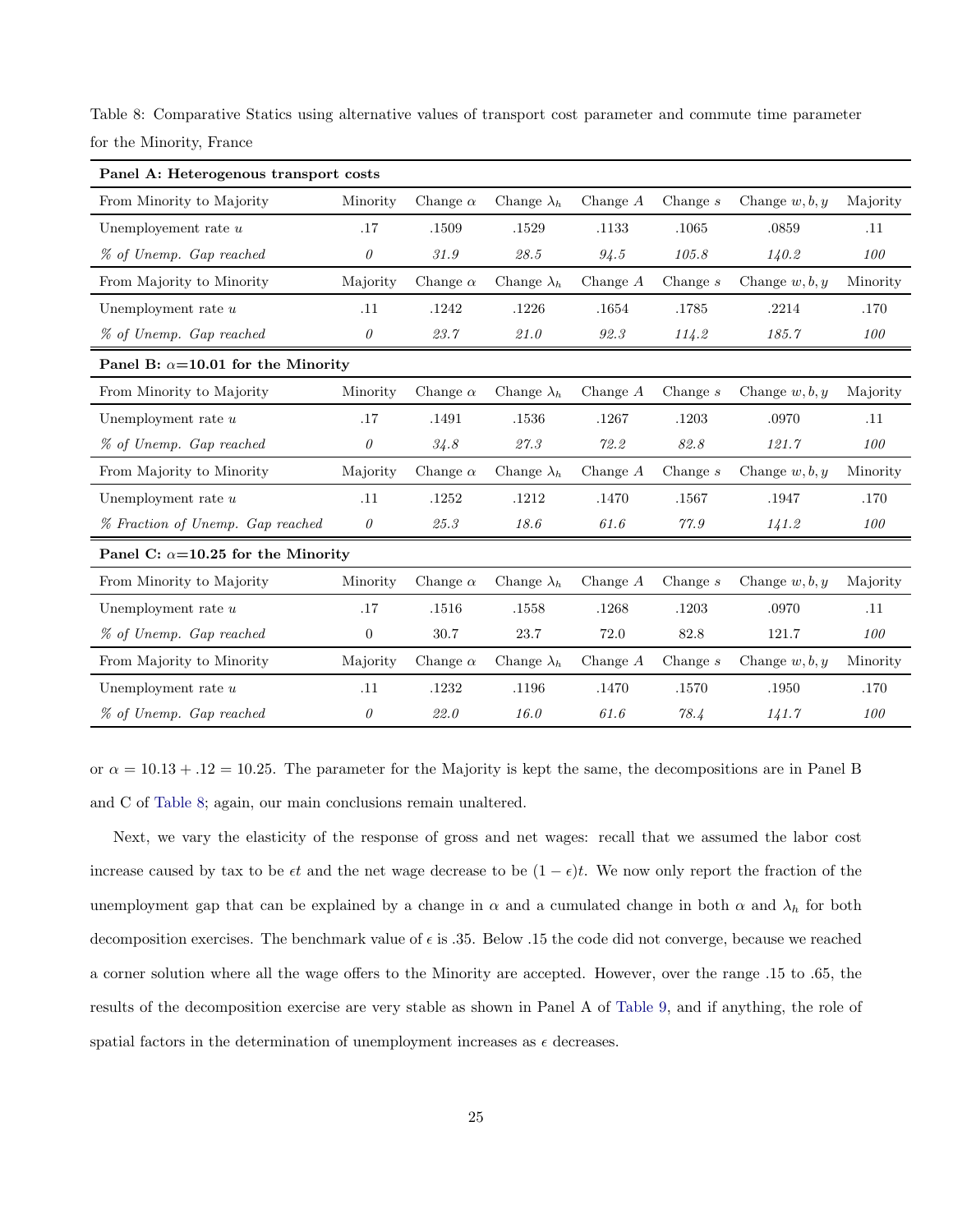Table 8: Comparative Statics using alternative values of transport cost parameter and commute time parameter for the Minority, France

| **Panel A: Heterogenous transport costs** | | | | | | | |
|---|---|---|---|---|---|---|---|
| From Minority to Majority | Minority | Change $\alpha$ | Change $\lambda_h$ | Change $A$ | Change $s$ | Change $w, b, y$ | Majority |
| Unemployement rate $u$ | .17 | .1509 | .1529 | .1133 | .1065 | .0859 | .11 |
| *% of Unemp. Gap reached* | *0* | *31.9* | *28.5* | *94.5* | *105.8* | *140.2* | *100* |
| From Majority to Minority | Majority | Change $\alpha$ | Change $\lambda_h$ | Change $A$ | Change $s$ | Change $w, b, y$ | Minority |
| Unemployment rate $u$ | .11 | .1242 | .1226 | .1654 | .1785 | .2214 | .170 |
| *% of Unemp. Gap reached* | *0* | *23.7* | *21.0* | *92.3* | *114.2* | *185.7* | *100* |
| **Panel B: $\alpha$=10.01 for the Minority** | | | | | | | |
| From Minority to Majority | Minority | Change $\alpha$ | Change $\lambda_h$ | Change $A$ | Change $s$ | Change $w, b, y$ | Majority |
| Unemployment rate $u$ | .17 | .1491 | .1536 | .1267 | .1203 | .0970 | .11 |
| *% of Unemp. Gap reached* | *0* | *34.8* | *27.3* | *72.2* | *82.8* | *121.7* | *100* |
| From Majority to Minority | Majority | Change $\alpha$ | Change $\lambda_h$ | Change $A$ | Change $s$ | Change $w, b, y$ | Minority |
| Unemployment rate $u$ | .11 | .1252 | .1212 | .1470 | .1567 | .1947 | .170 |
| *% Fraction of Unemp. Gap reached* | *0* | *25.3* | *18.6* | *61.6* | *77.9* | *141.2* | *100* |
| **Panel C: $\alpha$=10.25 for the Minority** | | | | | | | |
| From Minority to Majority | Minority | Change $\alpha$ | Change $\lambda_h$ | Change $A$ | Change $s$ | Change $w, b, y$ | Majority |
| Unemployment rate $u$ | .17 | .1516 | .1558 | .1268 | .1203 | .0970 | .11 |
| *% of Unemp. Gap reached* | 0 | 30.7 | 23.7 | 72.0 | 82.8 | 121.7 | *100* |
| From Majority to Minority | Majority | Change $\alpha$ | Change $\lambda_h$ | Change $A$ | Change $s$ | Change $w, b, y$ | Minority |
| Unemployment rate $u$ | .11 | .1232 | .1196 | .1470 | .1570 | .1950 | .170 |
| *% of Unemp. Gap reached* | *0* | *22.0* | *16.0* | *61.6* | *78.4* | *141.7* | *100* |

or $\alpha = 10.13 + .12 = 10.25$. The parameter for the Majority is kept the same, the decompositions are in Panel B and C of Table 8; again, our main conclusions remain unaltered.

Next, we vary the elasticity of the response of gross and net wages: recall that we assumed the labor cost increase caused by tax to be $\epsilon t$ and the net wage decrease to be $(1-\epsilon)t$. We now only report the fraction of the unemployment gap that can be explained by a change in $\alpha$ and a cumulated change in both $\alpha$ and $\lambda_h$ for both decomposition exercises. The benchmark value of $\epsilon$ is .35. Below .15 the code did not converge, because we reached a corner solution where all the wage offers to the Minority are accepted. However, over the range .15 to .65, the results of the decomposition exercise are very stable as shown in Panel A of Table 9, and if anything, the role of spatial factors in the determination of unemployment increases as $\epsilon$ decreases.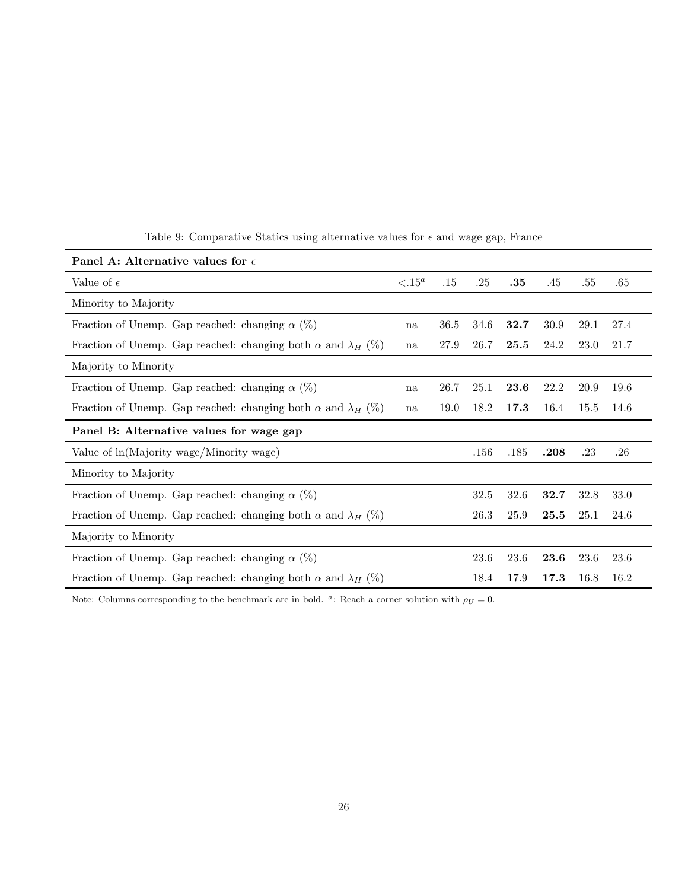Table 9: Comparative Statics using alternative values for $\epsilon$ and wage gap, France

| **Panel A: Alternative values for $\epsilon$** | | | | | | | |
|---|---|---|---|---|---|---|---|
| Value of $\epsilon$ | $<.15^a$ | .15 | .25 | **.35** | .45 | .55 | .65 |
| Minority to Majority | | | | | | | |
| Fraction of Unemp. Gap reached: changing $\alpha$ (%) | na | 36.5 | 34.6 | **32.7** | 30.9 | 29.1 | 27.4 |
| Fraction of Unemp. Gap reached: changing both $\alpha$ and $\lambda_H$ (%) | na | 27.9 | 26.7 | **25.5** | 24.2 | 23.0 | 21.7 |
| Majority to Minority | | | | | | | |
| Fraction of Unemp. Gap reached: changing $\alpha$ (%) | na | 26.7 | 25.1 | **23.6** | 22.2 | 20.9 | 19.6 |
| Fraction of Unemp. Gap reached: changing both $\alpha$ and $\lambda_H$ (%) | na | 19.0 | 18.2 | **17.3** | 16.4 | 15.5 | 14.6 |
| **Panel B: Alternative values for wage gap** | | | | | | | |
| Value of ln(Majority wage/Minority wage) | | | .156 | .185 | **.208** | .23 | .26 |
| Minority to Majority | | | | | | | |
| Fraction of Unemp. Gap reached: changing $\alpha$ (%) | | | 32.5 | 32.6 | **32.7** | 32.8 | 33.0 |
| Fraction of Unemp. Gap reached: changing both $\alpha$ and $\lambda_H$ (%) | | | 26.3 | 25.9 | **25.5** | 25.1 | 24.6 |
| Majority to Minority | | | | | | | |
| Fraction of Unemp. Gap reached: changing $\alpha$ (%) | | | 23.6 | 23.6 | **23.6** | 23.6 | 23.6 |
| Fraction of Unemp. Gap reached: changing both $\alpha$ and $\lambda_H$ (%) | | | 18.4 | 17.9 | **17.3** | 16.8 | 16.2 |

Note: Columns corresponding to the benchmark are in bold. [a]: Reach a corner solution with $\rho_U = 0$.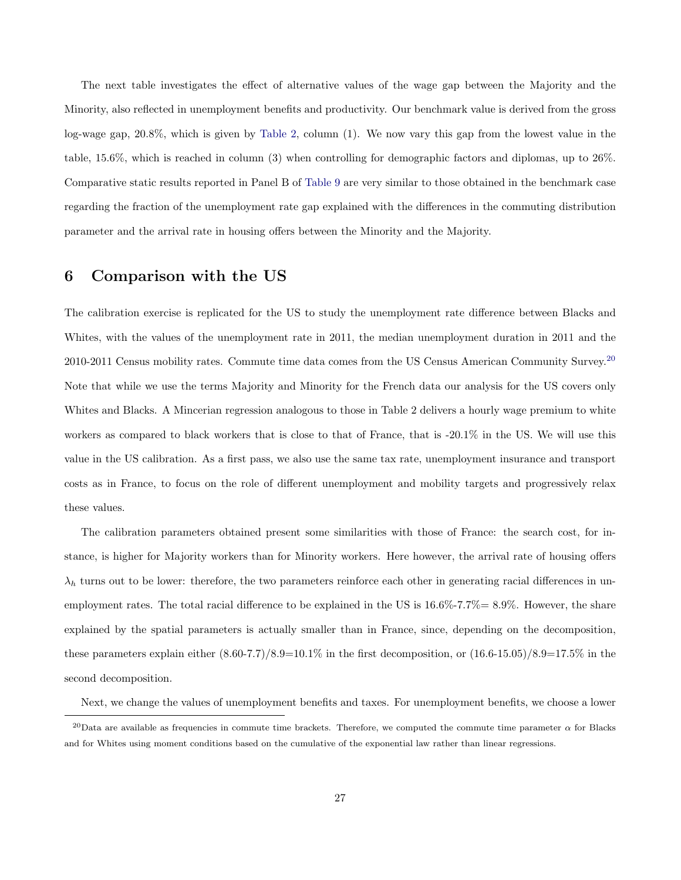The next table investigates the effect of alternative values of the wage gap between the Majority and the Minority, also reflected in unemployment benefits and productivity. Our benchmark value is derived from the gross log-wage gap, 20.8%, which is given by Table 2, column (1). We now vary this gap from the lowest value in the table, 15.6%, which is reached in column (3) when controlling for demographic factors and diplomas, up to 26%. Comparative static results reported in Panel B of Table 9 are very similar to those obtained in the benchmark case regarding the fraction of the unemployment rate gap explained with the differences in the commuting distribution parameter and the arrival rate in housing offers between the Minority and the Majority.

## 6 Comparison with the US

The calibration exercise is replicated for the US to study the unemployment rate difference between Blacks and Whites, with the values of the unemployment rate in 2011, the median unemployment duration in 2011 and the 2010-2011 Census mobility rates. Commute time data comes from the US Census American Community Survey.[20] Note that while we use the terms Majority and Minority for the French data our analysis for the US covers only Whites and Blacks. A Mincerian regression analogous to those in Table 2 delivers a hourly wage premium to white workers as compared to black workers that is close to that of France, that is -20.1% in the US. We will use this value in the US calibration. As a first pass, we also use the same tax rate, unemployment insurance and transport costs as in France, to focus on the role of different unemployment and mobility targets and progressively relax these values.

The calibration parameters obtained present some similarities with those of France: the search cost, for instance, is higher for Majority workers than for Minority workers. Here however, the arrival rate of housing offers $\lambda_h$ turns out to be lower: therefore, the two parameters reinforce each other in generating racial differences in unemployment rates. The total racial difference to be explained in the US is 16.6%-7.7%= 8.9%. However, the share explained by the spatial parameters is actually smaller than in France, since, depending on the decomposition, these parameters explain either (8.60-7.7)/8.9=10.1% in the first decomposition, or (16.6-15.05)/8.9=17.5% in the second decomposition.

Next, we change the values of unemployment benefits and taxes. For unemployment benefits, we choose a lower

[20] Data are available as frequencies in commute time brackets. Therefore, we computed the commute time parameter $\alpha$ for Blacks and for Whites using moment conditions based on the cumulative of the exponential law rather than linear regressions.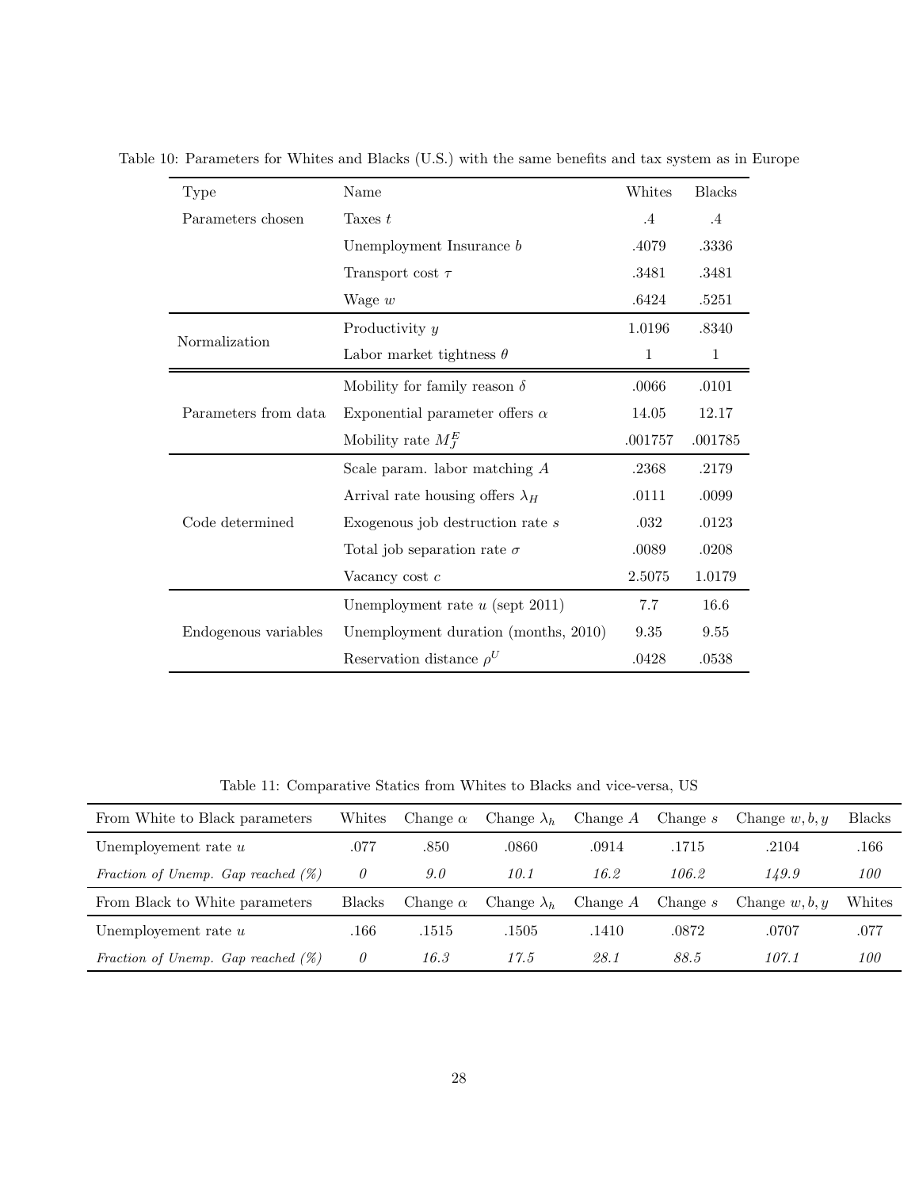Table 10: Parameters for Whites and Blacks (U.S.) with the same benefits and tax system as in Europe

| Type | Name | Whites | Blacks |
|---|---|---|---|
| Parameters chosen | Taxes $t$ | .4 | .4 |
| | Unemployment Insurance $b$ | .4079 | .3336 |
| | Transport cost $\tau$ | .3481 | .3481 |
| | Wage $w$ | .6424 | .5251 |
| Normalization | Productivity $y$ | 1.0196 | .8340 |
| | Labor market tightness $\theta$ | 1 | 1 |
| Parameters from data | Mobility for family reason $\delta$ | .0066 | .0101 |
| | Exponential parameter offers $\alpha$ | 14.05 | 12.17 |
| | Mobility rate $M_J^E$ | .001757 | .001785 |
| Code determined | Scale param. labor matching $A$ | .2368 | .2179 |
| | Arrival rate housing offers $\lambda_H$ | .0111 | .0099 |
| | Exogenous job destruction rate $s$ | .032 | .0123 |
| | Total job separation rate $\sigma$ | .0089 | .0208 |
| | Vacancy cost $c$ | 2.5075 | 1.0179 |
| Endogenous variables | Unemployment rate $u$ (sept 2011) | 7.7 | 16.6 |
| | Unemployment duration (months, 2010) | 9.35 | 9.55 |
| | Reservation distance $\rho^U$ | .0428 | .0538 |

Table 11: Comparative Statics from Whites to Blacks and vice-versa, US

| From White to Black parameters | Whites | Change $\alpha$ | Change $\lambda_h$ | Change $A$ | Change $s$ | Change $w, b, y$ | Blacks |
|---|---|---|---|---|---|---|---|
| Unemployement rate $u$ | .077 | .850 | .0860 | .0914 | .1715 | .2104 | .166 |
| *Fraction of Unemp. Gap reached (%)* | *0* | *9.0* | *10.1* | *16.2* | *106.2* | *149.9* | *100* |
| **From Black to White parameters** | **Blacks** | **Change $\alpha$** | **Change $\lambda_h$** | **Change $A$** | **Change $s$** | **Change $w, b, y$** | **Whites** |
| Unemployement rate $u$ | .166 | .1515 | .1505 | .1410 | .0872 | .0707 | .077 |
| *Fraction of Unemp. Gap reached (%)* | *0* | *16.3* | *17.5* | *28.1* | *88.5* | *107.1* | *100* |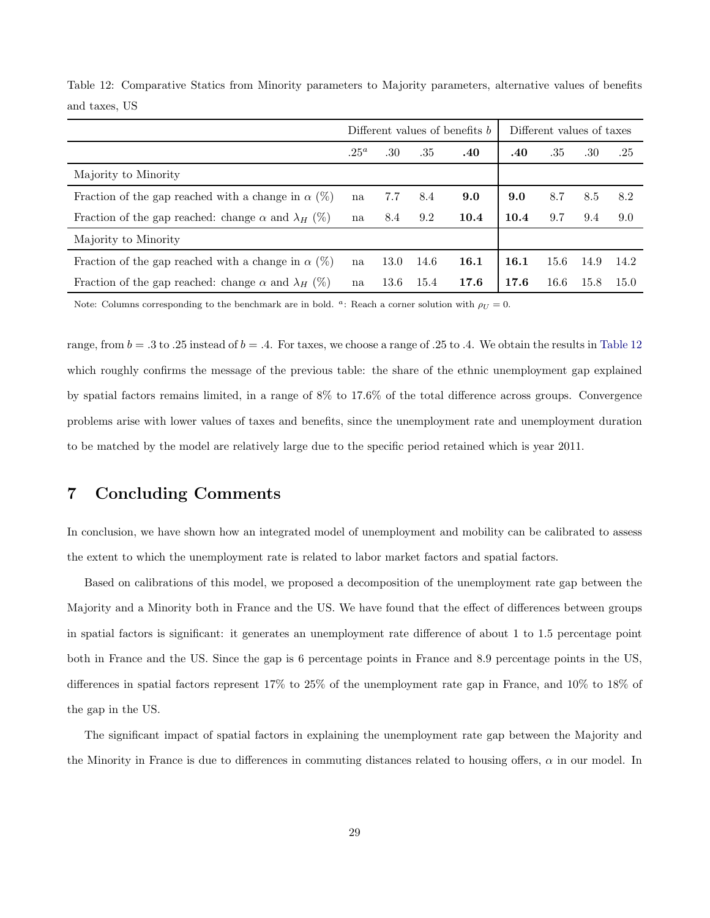Table 12: Comparative Statics from Minority parameters to Majority parameters, alternative values of benefits and taxes, US

| | Different values of benefits $b$ | | | | Different values of taxes | | | |
|---|---|---|---|---|---|---|---|---|
| | $.25^a$ | .30 | .35 | **.40** | **.40** | .35 | .30 | .25 |
| Majority to Minority | | | | | | | | |
| Fraction of the gap reached with a change in $\alpha$ (%) | na | 7.7 | 8.4 | **9.0** | **9.0** | 8.7 | 8.5 | 8.2 |
| Fraction of the gap reached: change $\alpha$ and $\lambda_H$ (%) | na | 8.4 | 9.2 | **10.4** | **10.4** | 9.7 | 9.4 | 9.0 |
| Majority to Minority | | | | | | | | |
| Fraction of the gap reached with a change in $\alpha$ (%) | na | 13.0 | 14.6 | **16.1** | **16.1** | 15.6 | 14.9 | 14.2 |
| Fraction of the gap reached: change $\alpha$ and $\lambda_H$ (%) | na | 13.6 | 15.4 | **17.6** | **17.6** | 16.6 | 15.8 | 15.0 |

Note: Columns corresponding to the benchmark are in bold. [a]: Reach a corner solution with $\rho_U = 0$.

range, from $b = .3$ to .25 instead of $b = .4$. For taxes, we choose a range of .25 to .4. We obtain the results in Table 12 which roughly confirms the message of the previous table: the share of the ethnic unemployment gap explained by spatial factors remains limited, in a range of 8% to 17.6% of the total difference across groups. Convergence problems arise with lower values of taxes and benefits, since the unemployment rate and unemployment duration to be matched by the model are relatively large due to the specific period retained which is year 2011.

# 7 Concluding Comments

In conclusion, we have shown how an integrated model of unemployment and mobility can be calibrated to assess the extent to which the unemployment rate is related to labor market factors and spatial factors.

Based on calibrations of this model, we proposed a decomposition of the unemployment rate gap between the Majority and a Minority both in France and the US. We have found that the effect of differences between groups in spatial factors is significant: it generates an unemployment rate difference of about 1 to 1.5 percentage point both in France and the US. Since the gap is 6 percentage points in France and 8.9 percentage points in the US, differences in spatial factors represent 17% to 25% of the unemployment rate gap in France, and 10% to 18% of the gap in the US.

The significant impact of spatial factors in explaining the unemployment rate gap between the Majority and the Minority in France is due to differences in commuting distances related to housing offers, $\alpha$ in our model. In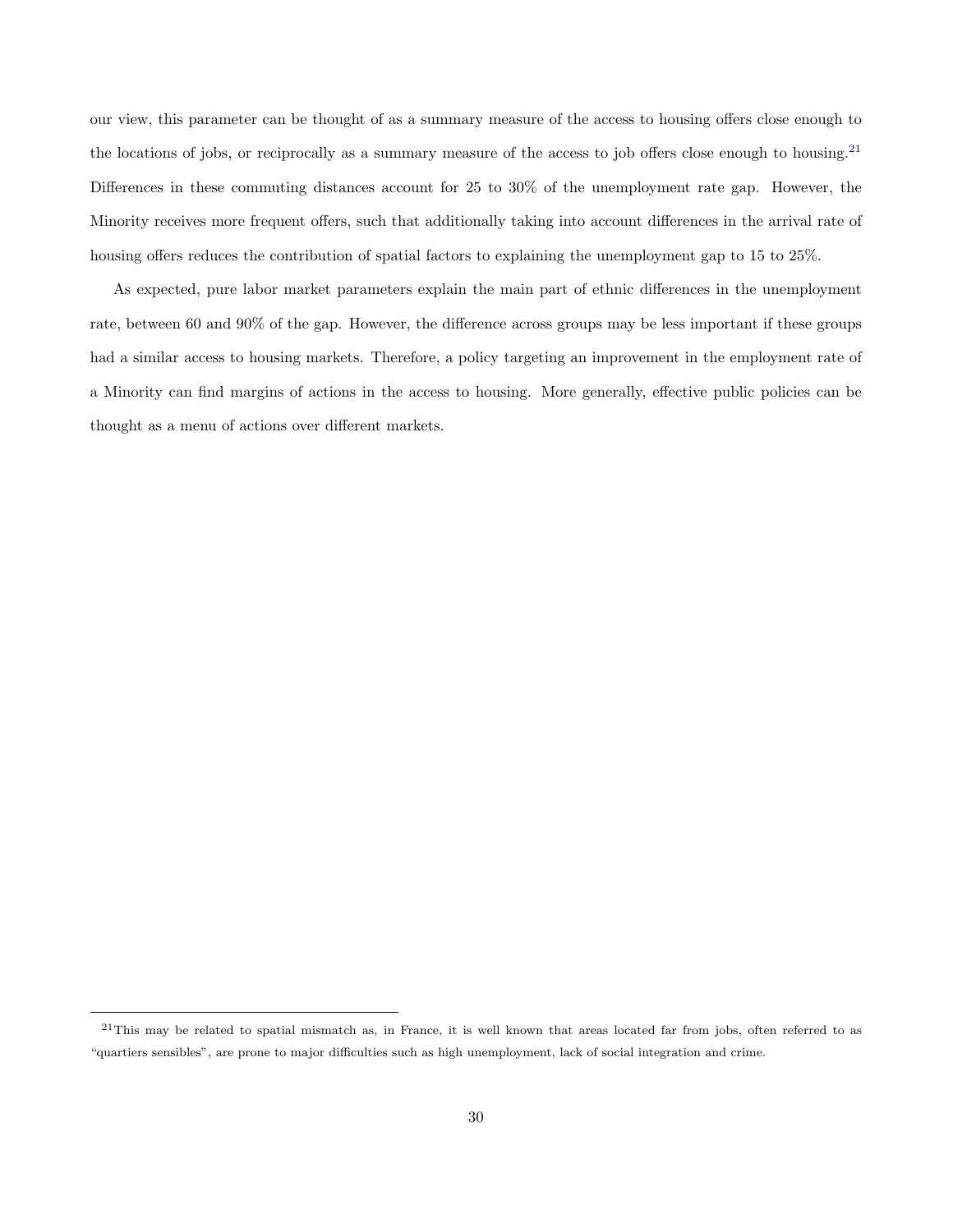our view, this parameter can be thought of as a summary measure of the access to housing offers close enough to the locations of jobs, or reciprocally as a summary measure of the access to job offers close enough to housing.[21] Differences in these commuting distances account for 25 to 30% of the unemployment rate gap. However, the Minority receives more frequent offers, such that additionally taking into account differences in the arrival rate of housing offers reduces the contribution of spatial factors to explaining the unemployment gap to 15 to 25%.

As expected, pure labor market parameters explain the main part of ethnic differences in the unemployment rate, between 60 and 90% of the gap. However, the difference across groups may be less important if these groups had a similar access to housing markets. Therefore, a policy targeting an improvement in the employment rate of a Minority can find margins of actions in the access to housing. More generally, effective public policies can be thought as a menu of actions over different markets.

[21] This may be related to spatial mismatch as, in France, it is well known that areas located far from jobs, often referred to as "quartiers sensibles", are prone to major difficulties such as high unemployment, lack of social integration and crime.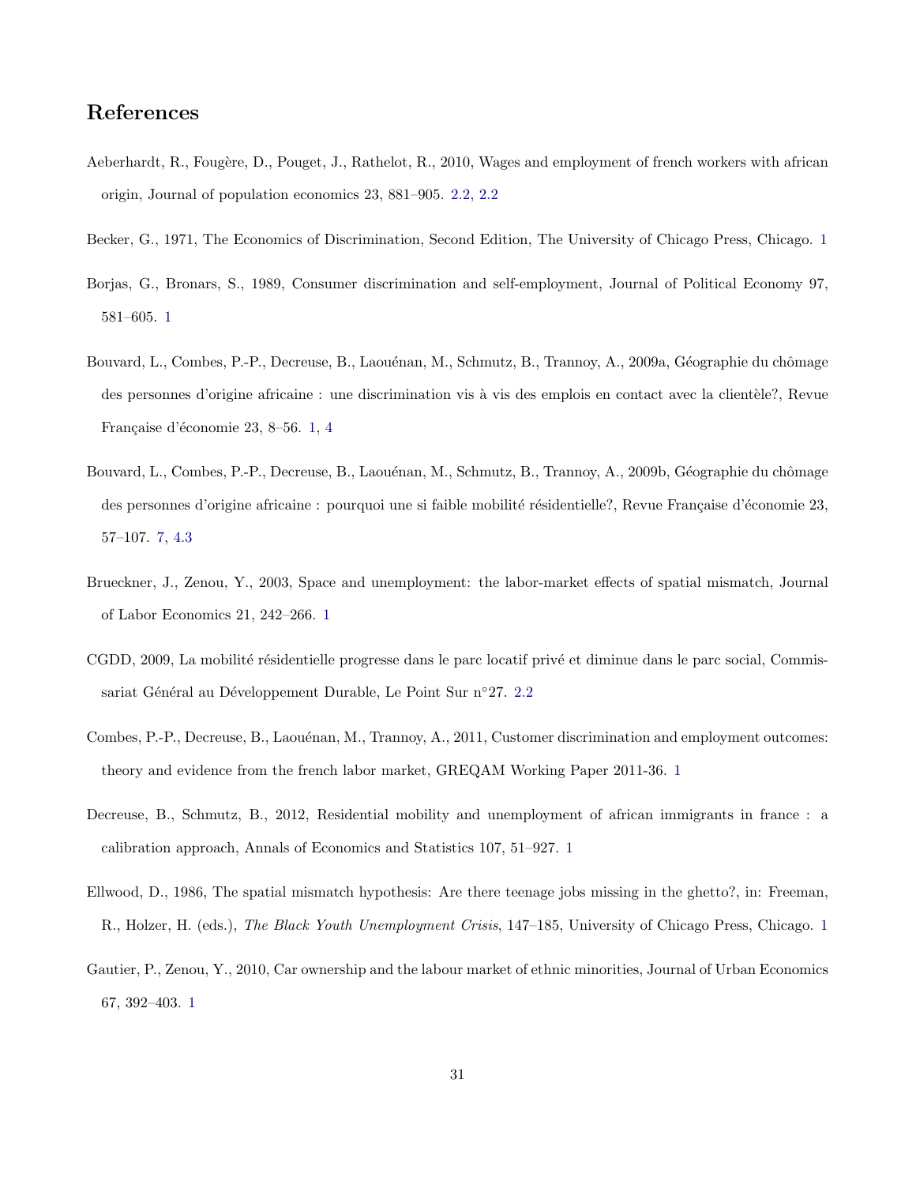## References

Aeberhardt, R., Fougère, D., Pouget, J., Rathelot, R., 2010, Wages and employment of french workers with african origin, Journal of population economics 23, 881–905. 2.2, 2.2

Becker, G., 1971, The Economics of Discrimination, Second Edition, The University of Chicago Press, Chicago. 1

Borjas, G., Bronars, S., 1989, Consumer discrimination and self-employment, Journal of Political Economy 97, 581–605. 1

Bouvard, L., Combes, P.-P., Decreuse, B., Laouénan, M., Schmutz, B., Trannoy, A., 2009a, Géographie du chômage des personnes d'origine africaine : une discrimination vis à vis des emplois en contact avec la clientèle?, Revue Française d'économie 23, 8–56. 1, 4

Bouvard, L., Combes, P.-P., Decreuse, B., Laouénan, M., Schmutz, B., Trannoy, A., 2009b, Géographie du chômage des personnes d'origine africaine : pourquoi une si faible mobilité résidentielle?, Revue Française d'économie 23, 57–107. 7, 4.3

Brueckner, J., Zenou, Y., 2003, Space and unemployment: the labor-market effects of spatial mismatch, Journal of Labor Economics 21, 242–266. 1

CGDD, 2009, La mobilité résidentielle progresse dans le parc locatif privé et diminue dans le parc social, Commissariat Général au Développement Durable, Le Point Sur n°27. 2.2

Combes, P.-P., Decreuse, B., Laouénan, M., Trannoy, A., 2011, Customer discrimination and employment outcomes: theory and evidence from the french labor market, GREQAM Working Paper 2011-36. 1

Decreuse, B., Schmutz, B., 2012, Residential mobility and unemployment of african immigrants in france : a calibration approach, Annals of Economics and Statistics 107, 51–927. 1

Ellwood, D., 1986, The spatial mismatch hypothesis: Are there teenage jobs missing in the ghetto?, in: Freeman, R., Holzer, H. (eds.), *The Black Youth Unemployment Crisis*, 147–185, University of Chicago Press, Chicago. 1

Gautier, P., Zenou, Y., 2010, Car ownership and the labour market of ethnic minorities, Journal of Urban Economics 67, 392–403. 1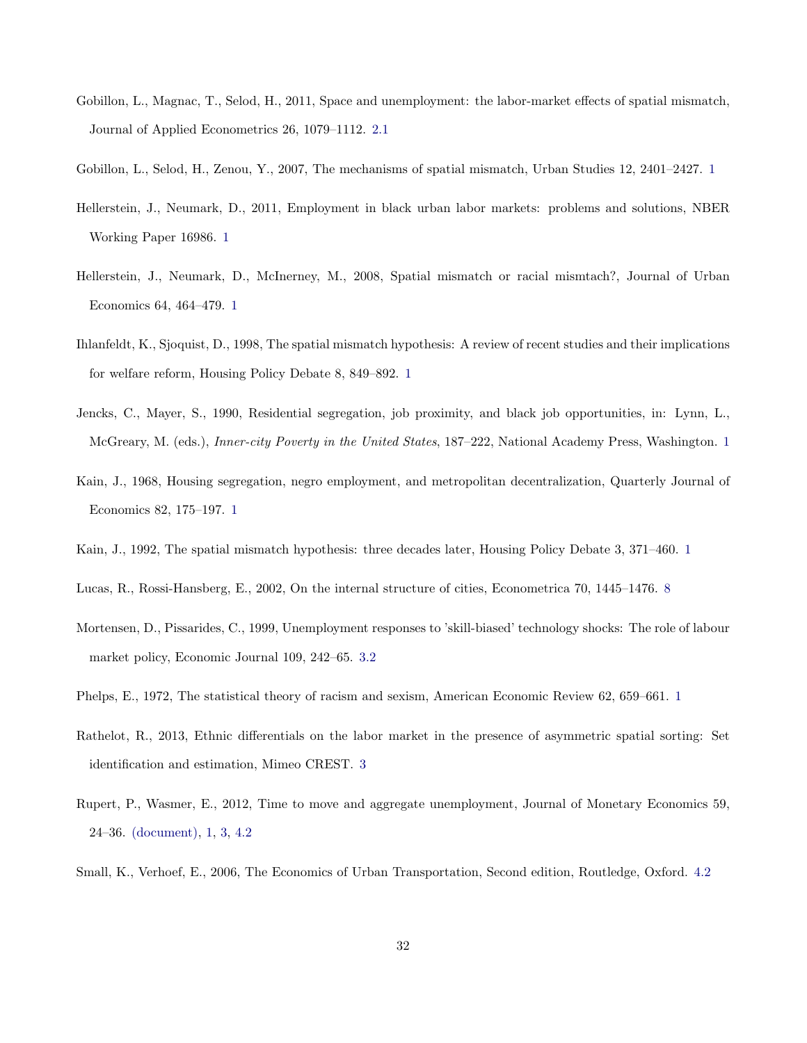Gobillon, L., Magnac, T., Selod, H., 2011, Space and unemployment: the labor-market effects of spatial mismatch, Journal of Applied Econometrics 26, 1079–1112. 2.1

Gobillon, L., Selod, H., Zenou, Y., 2007, The mechanisms of spatial mismatch, Urban Studies 12, 2401–2427. 1

Hellerstein, J., Neumark, D., 2011, Employment in black urban labor markets: problems and solutions, NBER Working Paper 16986. 1

Hellerstein, J., Neumark, D., McInerney, M., 2008, Spatial mismatch or racial mismtach?, Journal of Urban Economics 64, 464–479. 1

Ihlanfeldt, K., Sjoquist, D., 1998, The spatial mismatch hypothesis: A review of recent studies and their implications for welfare reform, Housing Policy Debate 8, 849–892. 1

Jencks, C., Mayer, S., 1990, Residential segregation, job proximity, and black job opportunities, in: Lynn, L., McGreary, M. (eds.), *Inner-city Poverty in the United States*, 187–222, National Academy Press, Washington. 1

Kain, J., 1968, Housing segregation, negro employment, and metropolitan decentralization, Quarterly Journal of Economics 82, 175–197. 1

Kain, J., 1992, The spatial mismatch hypothesis: three decades later, Housing Policy Debate 3, 371–460. 1

Lucas, R., Rossi-Hansberg, E., 2002, On the internal structure of cities, Econometrica 70, 1445–1476. 8

Mortensen, D., Pissarides, C., 1999, Unemployment responses to 'skill-biased' technology shocks: The role of labour market policy, Economic Journal 109, 242–65. 3.2

Phelps, E., 1972, The statistical theory of racism and sexism, American Economic Review 62, 659–661. 1

Rathelot, R., 2013, Ethnic differentials on the labor market in the presence of asymmetric spatial sorting: Set identification and estimation, Mimeo CREST. 3

Rupert, P., Wasmer, E., 2012, Time to move and aggregate unemployment, Journal of Monetary Economics 59, 24–36. (document), 1, 3, 4.2

Small, K., Verhoef, E., 2006, The Economics of Urban Transportation, Second edition, Routledge, Oxford. 4.2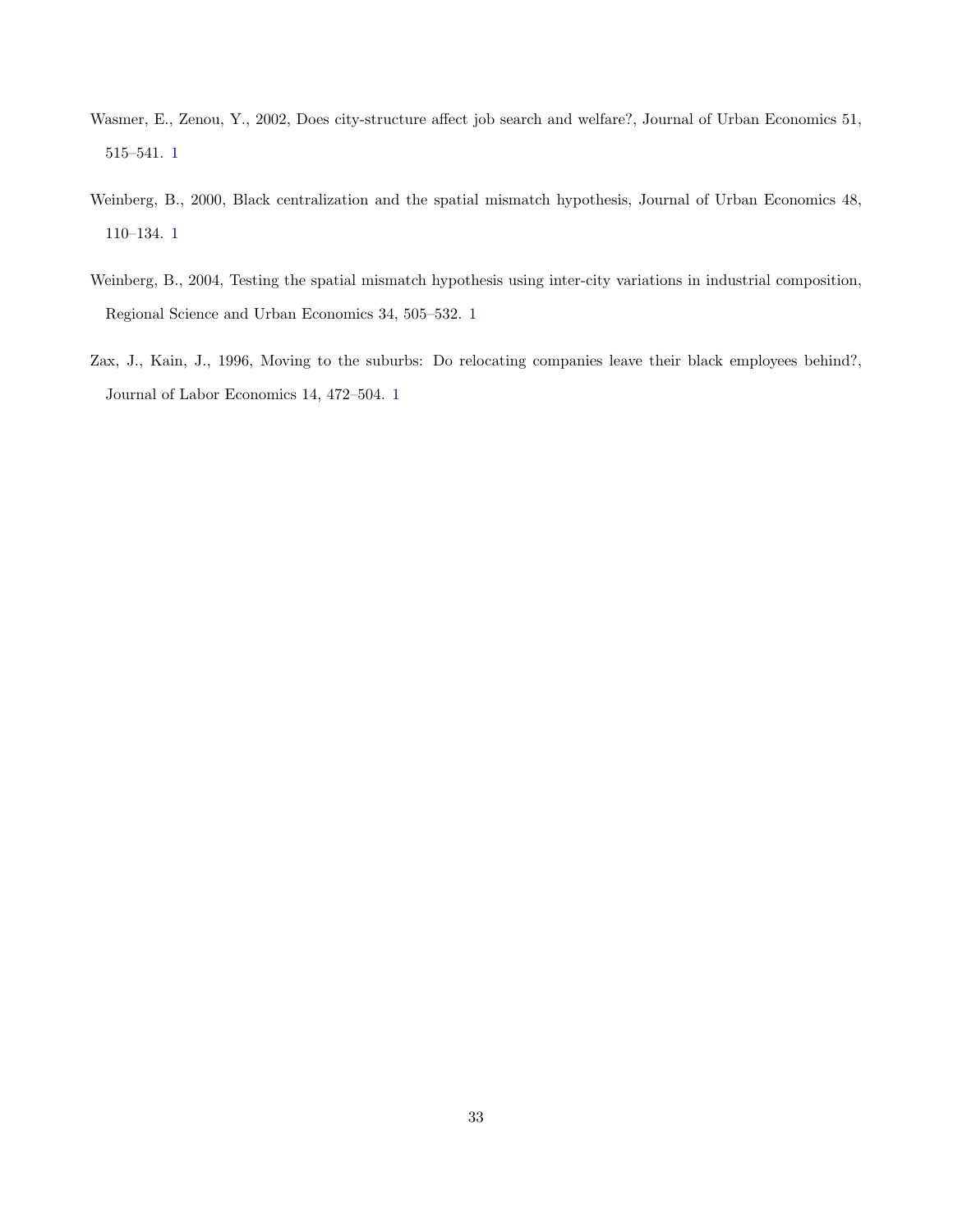Wasmer, E., Zenou, Y., 2002, Does city-structure affect job search and welfare?, Journal of Urban Economics 51, 515–541. 1

Weinberg, B., 2000, Black centralization and the spatial mismatch hypothesis, Journal of Urban Economics 48, 110–134. 1

Weinberg, B., 2004, Testing the spatial mismatch hypothesis using inter-city variations in industrial composition, Regional Science and Urban Economics 34, 505–532. 1

Zax, J., Kain, J., 1996, Moving to the suburbs: Do relocating companies leave their black employees behind?, Journal of Labor Economics 14, 472–504. 1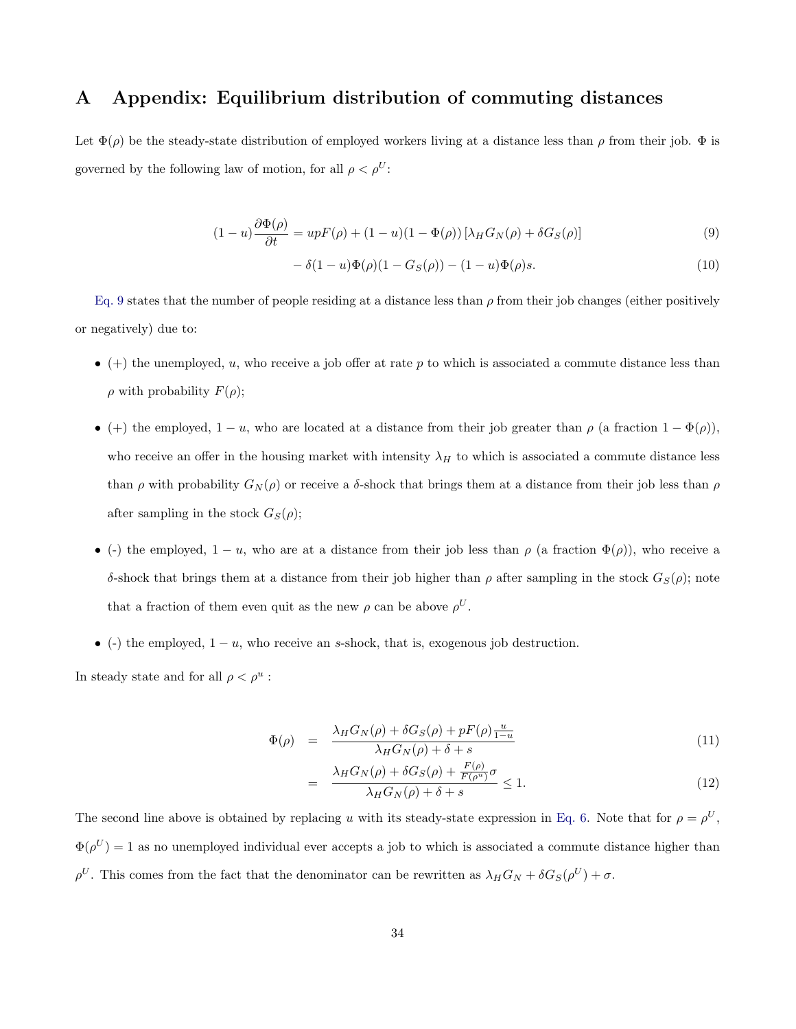# A Appendix: Equilibrium distribution of commuting distances

Let $\Phi(\rho)$ be the steady-state distribution of employed workers living at a distance less than $\rho$ from their job. $\Phi$ is governed by the following law of motion, for all $\rho < \rho^U$:

$$(1-u)\frac{\partial \Phi(\rho)}{\partial t} = upF(\rho) + (1-u)(1-\Phi(\rho))\left[\lambda_H G_N(\rho) + \delta G_S(\rho)\right] \tag{9}$$

$$- \delta(1-u)\Phi(\rho)(1-G_S(\rho)) - (1-u)\Phi(\rho)s. \tag{10}$$

Eq. 9 states that the number of people residing at a distance less than $\rho$ from their job changes (either positively or negatively) due to:

- (+) the unemployed, $u$, who receive a job offer at rate $p$ to which is associated a commute distance less than $\rho$ with probability $F(\rho)$;
- (+) the employed, $1-u$, who are located at a distance from their job greater than $\rho$ (a fraction $1-\Phi(\rho)$), who receive an offer in the housing market with intensity $\lambda_H$ to which is associated a commute distance less than $\rho$ with probability $G_N(\rho)$ or receive a $\delta$-shock that brings them at a distance from their job less than $\rho$ after sampling in the stock $G_S(\rho)$;
- (-) the employed, $1-u$, who are at a distance from their job less than $\rho$ (a fraction $\Phi(\rho)$), who receive a $\delta$-shock that brings them at a distance from their job higher than $\rho$ after sampling in the stock $G_S(\rho)$; note that a fraction of them even quit as the new $\rho$ can be above $\rho^U$.
- (-) the employed, $1-u$, who receive an $s$-shock, that is, exogenous job destruction.

In steady state and for all $\rho < \rho^u$ :

$$\Phi(\rho) = \frac{\lambda_H G_N(\rho) + \delta G_S(\rho) + pF(\rho)\frac{u}{1-u}}{\lambda_H G_N(\rho) + \delta + s} \tag{11}$$

$$= \frac{\lambda_H G_N(\rho) + \delta G_S(\rho) + \frac{F(\rho)}{F(\rho^u)}\sigma}{\lambda_H G_N(\rho) + \delta + s} \leq 1. \tag{12}$$

The second line above is obtained by replacing $u$ with its steady-state expression in Eq. 6. Note that for $\rho = \rho^U$, $\Phi(\rho^U) = 1$ as no unemployed individual ever accepts a job to which is associated a commute distance higher than $\rho^U$. This comes from the fact that the denominator can be rewritten as $\lambda_H G_N + \delta G_S(\rho^U) + \sigma$.